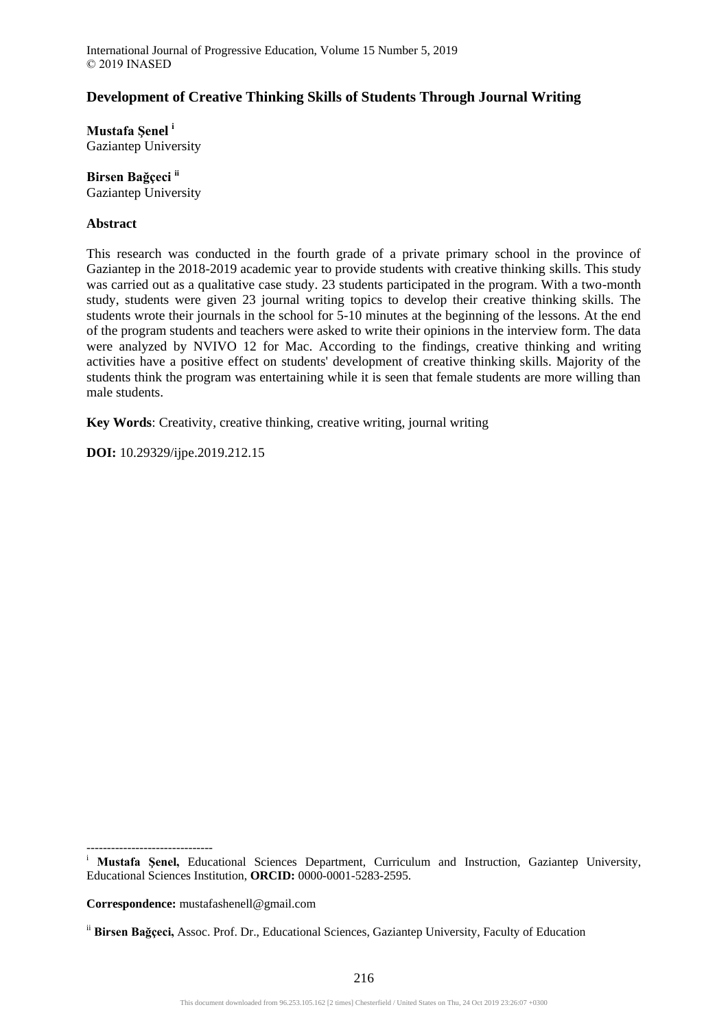# Development of Creative Thinking Skills of Students Through Journal Writing

**Mustafa Şenel** [i]
Gaziantep University

**Birsen Bağçeci** [ii]
Gaziantep University

## Abstract

This research was conducted in the fourth grade of a private primary school in the province of Gaziantep in the 2018-2019 academic year to provide students with creative thinking skills. This study was carried out as a qualitative case study. 23 students participated in the program. With a two-month study, students were given 23 journal writing topics to develop their creative thinking skills. The students wrote their journals in the school for 5-10 minutes at the beginning of the lessons. At the end of the program students and teachers were asked to write their opinions in the interview form. The data were analyzed by NVIVO 12 for Mac. According to the findings, creative thinking and writing activities have a positive effect on students' development of creative thinking skills. Majority of the students think the program was entertaining while it is seen that female students are more willing than male students.

**Key Words**: Creativity, creative thinking, creative writing, journal writing

**DOI:** 10.29329/ijpe.2019.212.15

-------------------------------

[i] **Mustafa Şenel,** Educational Sciences Department, Curriculum and Instruction, Gaziantep University, Educational Sciences Institution, **ORCID:** 0000-0001-5283-2595.

**Correspondence:** mustafashenell@gmail.com

[ii] **Birsen Bağçeci,** Assoc. Prof. Dr., Educational Sciences, Gaziantep University, Faculty of Education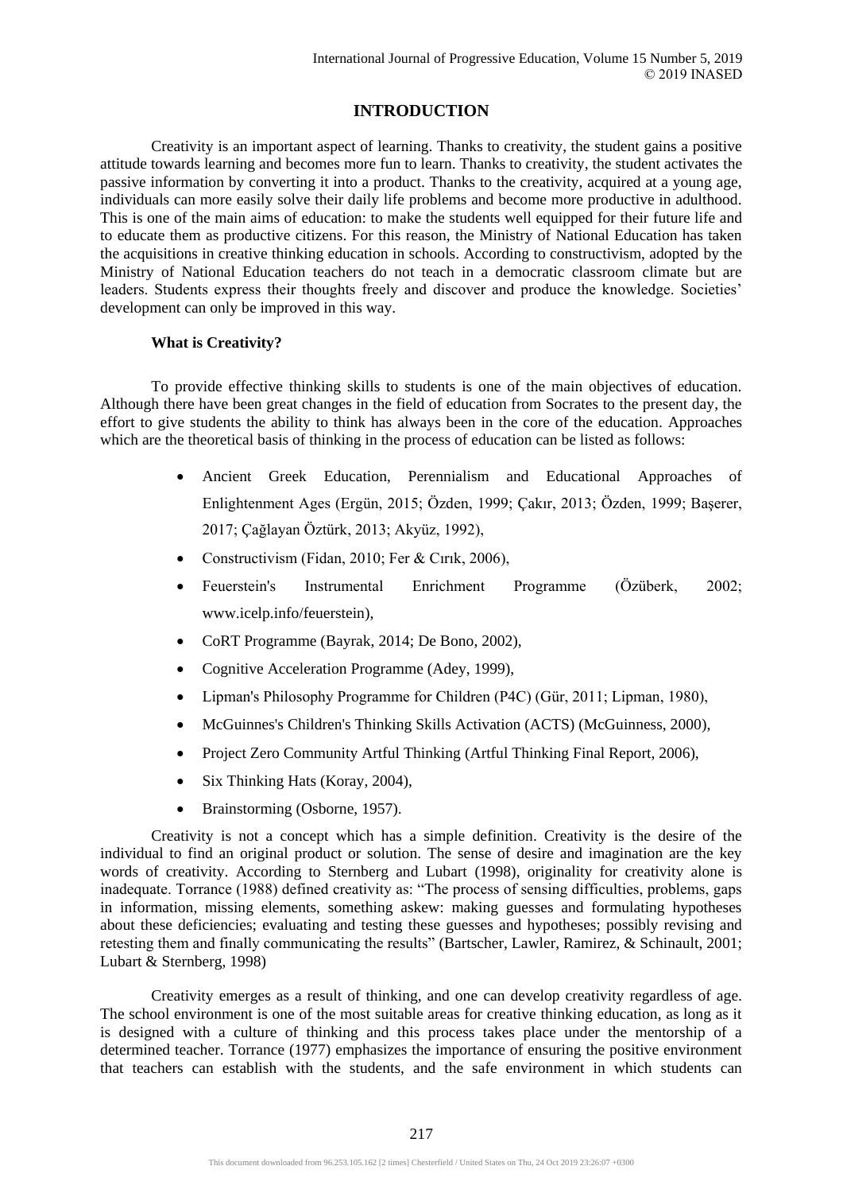## INTRODUCTION

Creativity is an important aspect of learning. Thanks to creativity, the student gains a positive attitude towards learning and becomes more fun to learn. Thanks to creativity, the student activates the passive information by converting it into a product. Thanks to the creativity, acquired at a young age, individuals can more easily solve their daily life problems and become more productive in adulthood. This is one of the main aims of education: to make the students well equipped for their future life and to educate them as productive citizens. For this reason, the Ministry of National Education has taken the acquisitions in creative thinking education in schools. According to constructivism, adopted by the Ministry of National Education teachers do not teach in a democratic classroom climate but are leaders. Students express their thoughts freely and discover and produce the knowledge. Societies' development can only be improved in this way.

### What is Creativity?

To provide effective thinking skills to students is one of the main objectives of education. Although there have been great changes in the field of education from Socrates to the present day, the effort to give students the ability to think has always been in the core of the education. Approaches which are the theoretical basis of thinking in the process of education can be listed as follows:

- Ancient Greek Education, Perennialism and Educational Approaches of Enlightenment Ages (Ergün, 2015; Özden, 1999; Çakır, 2013; Özden, 1999; Başerer, 2017; Çağlayan Öztürk, 2013; Akyüz, 1992),
- Constructivism (Fidan, 2010; Fer & Cırık, 2006),
- Feuerstein's Instrumental Enrichment Programme (Özüberk, 2002; www.icelp.info/feuerstein),
- CoRT Programme (Bayrak, 2014; De Bono, 2002),
- Cognitive Acceleration Programme (Adey, 1999),
- Lipman's Philosophy Programme for Children (P4C) (Gür, 2011; Lipman, 1980),
- McGuinnes's Children's Thinking Skills Activation (ACTS) (McGuinness, 2000),
- Project Zero Community Artful Thinking (Artful Thinking Final Report, 2006),
- Six Thinking Hats (Koray, 2004),
- Brainstorming (Osborne, 1957).

Creativity is not a concept which has a simple definition. Creativity is the desire of the individual to find an original product or solution. The sense of desire and imagination are the key words of creativity. According to Sternberg and Lubart (1998), originality for creativity alone is inadequate. Torrance (1988) defined creativity as: "The process of sensing difficulties, problems, gaps in information, missing elements, something askew: making guesses and formulating hypotheses about these deficiencies; evaluating and testing these guesses and hypotheses; possibly revising and retesting them and finally communicating the results" (Bartscher, Lawler, Ramirez, & Schinault, 2001; Lubart & Sternberg, 1998)

Creativity emerges as a result of thinking, and one can develop creativity regardless of age. The school environment is one of the most suitable areas for creative thinking education, as long as it is designed with a culture of thinking and this process takes place under the mentorship of a determined teacher. Torrance (1977) emphasizes the importance of ensuring the positive environment that teachers can establish with the students, and the safe environment in which students can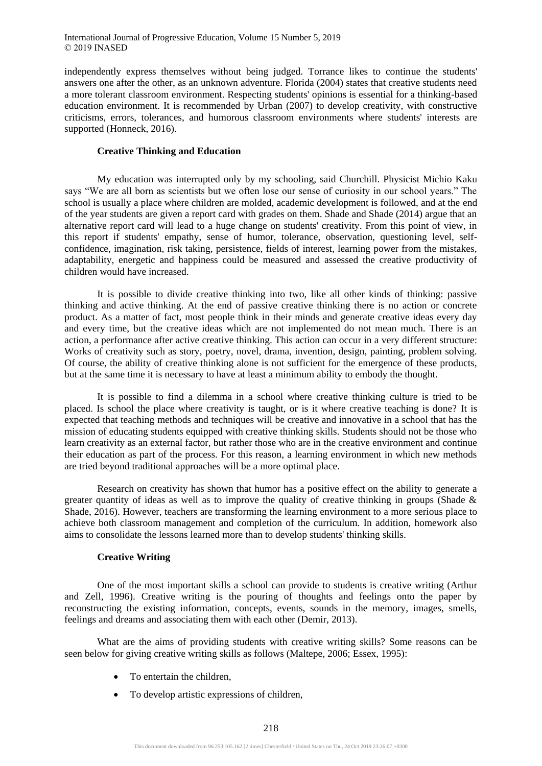independently express themselves without being judged. Torrance likes to continue the students' answers one after the other, as an unknown adventure. Florida (2004) states that creative students need a more tolerant classroom environment. Respecting students' opinions is essential for a thinking-based education environment. It is recommended by Urban (2007) to develop creativity, with constructive criticisms, errors, tolerances, and humorous classroom environments where students' interests are supported (Honneck, 2016).

### Creative Thinking and Education

My education was interrupted only by my schooling, said Churchill. Physicist Michio Kaku says "We are all born as scientists but we often lose our sense of curiosity in our school years." The school is usually a place where children are molded, academic development is followed, and at the end of the year students are given a report card with grades on them. Shade and Shade (2014) argue that an alternative report card will lead to a huge change on students' creativity. From this point of view, in this report if students' empathy, sense of humor, tolerance, observation, questioning level, self-confidence, imagination, risk taking, persistence, fields of interest, learning power from the mistakes, adaptability, energetic and happiness could be measured and assessed the creative productivity of children would have increased.

It is possible to divide creative thinking into two, like all other kinds of thinking: passive thinking and active thinking. At the end of passive creative thinking there is no action or concrete product. As a matter of fact, most people think in their minds and generate creative ideas every day and every time, but the creative ideas which are not implemented do not mean much. There is an action, a performance after active creative thinking. This action can occur in a very different structure: Works of creativity such as story, poetry, novel, drama, invention, design, painting, problem solving. Of course, the ability of creative thinking alone is not sufficient for the emergence of these products, but at the same time it is necessary to have at least a minimum ability to embody the thought.

It is possible to find a dilemma in a school where creative thinking culture is tried to be placed. Is school the place where creativity is taught, or is it where creative teaching is done? It is expected that teaching methods and techniques will be creative and innovative in a school that has the mission of educating students equipped with creative thinking skills. Students should not be those who learn creativity as an external factor, but rather those who are in the creative environment and continue their education as part of the process. For this reason, a learning environment in which new methods are tried beyond traditional approaches will be a more optimal place.

Research on creativity has shown that humor has a positive effect on the ability to generate a greater quantity of ideas as well as to improve the quality of creative thinking in groups (Shade & Shade, 2016). However, teachers are transforming the learning environment to a more serious place to achieve both classroom management and completion of the curriculum. In addition, homework also aims to consolidate the lessons learned more than to develop students' thinking skills.

### Creative Writing

One of the most important skills a school can provide to students is creative writing (Arthur and Zell, 1996). Creative writing is the pouring of thoughts and feelings onto the paper by reconstructing the existing information, concepts, events, sounds in the memory, images, smells, feelings and dreams and associating them with each other (Demir, 2013).

What are the aims of providing students with creative writing skills? Some reasons can be seen below for giving creative writing skills as follows (Maltepe, 2006; Essex, 1995):

- To entertain the children,
- To develop artistic expressions of children,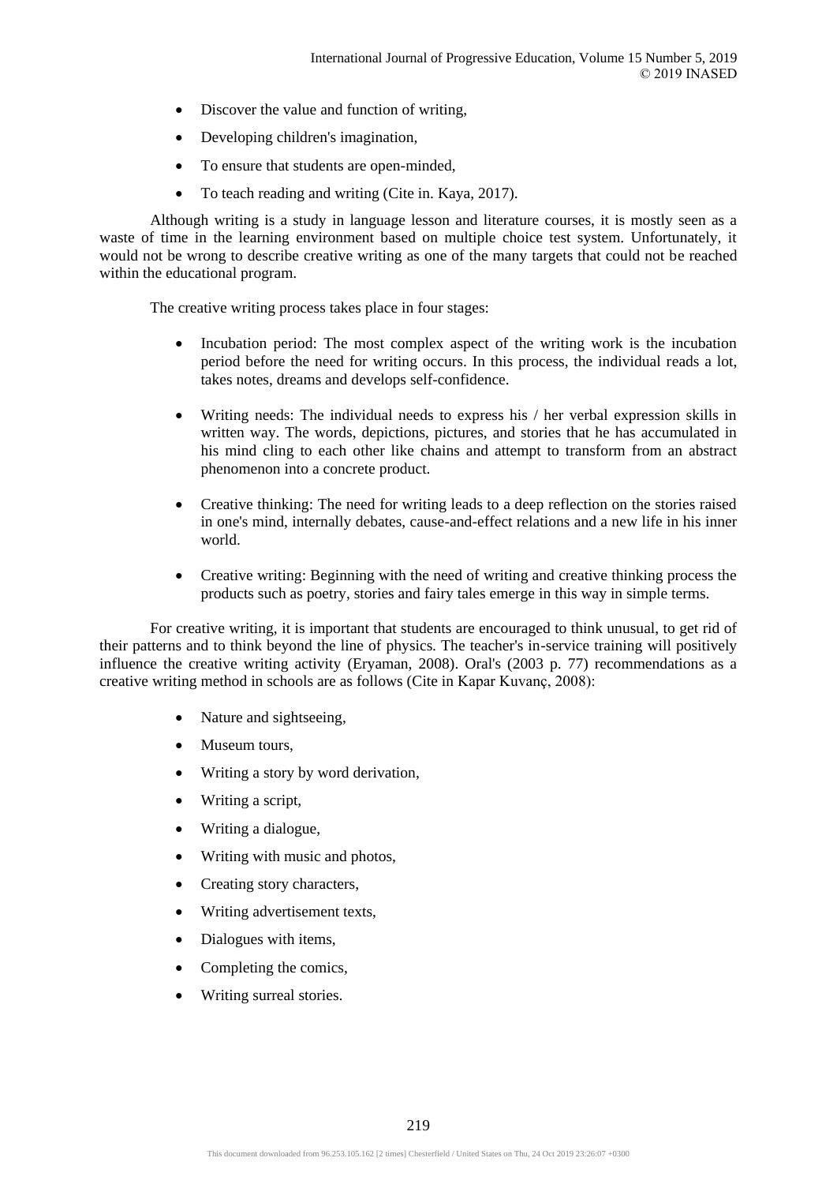- Discover the value and function of writing,
- Developing children's imagination,
- To ensure that students are open-minded,
- To teach reading and writing (Cite in. Kaya, 2017).

Although writing is a study in language lesson and literature courses, it is mostly seen as a waste of time in the learning environment based on multiple choice test system. Unfortunately, it would not be wrong to describe creative writing as one of the many targets that could not be reached within the educational program.

The creative writing process takes place in four stages:

- Incubation period: The most complex aspect of the writing work is the incubation period before the need for writing occurs. In this process, the individual reads a lot, takes notes, dreams and develops self-confidence.
- Writing needs: The individual needs to express his / her verbal expression skills in written way. The words, depictions, pictures, and stories that he has accumulated in his mind cling to each other like chains and attempt to transform from an abstract phenomenon into a concrete product.
- Creative thinking: The need for writing leads to a deep reflection on the stories raised in one's mind, internally debates, cause-and-effect relations and a new life in his inner world.
- Creative writing: Beginning with the need of writing and creative thinking process the products such as poetry, stories and fairy tales emerge in this way in simple terms.

For creative writing, it is important that students are encouraged to think unusual, to get rid of their patterns and to think beyond the line of physics. The teacher's in-service training will positively influence the creative writing activity (Eryaman, 2008). Oral's (2003 p. 77) recommendations as a creative writing method in schools are as follows (Cite in Kapar Kuvanç, 2008):

- Nature and sightseeing,
- Museum tours,
- Writing a story by word derivation,
- Writing a script,
- Writing a dialogue,
- Writing with music and photos,
- Creating story characters,
- Writing advertisement texts,
- Dialogues with items,
- Completing the comics,
- Writing surreal stories.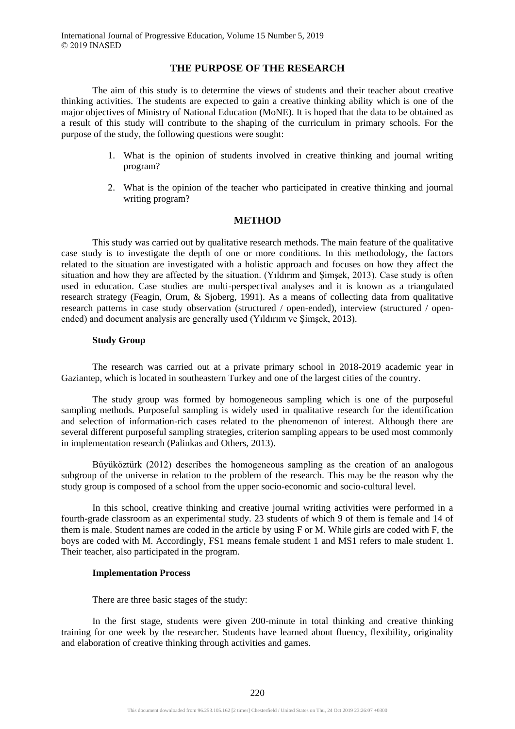## THE PURPOSE OF THE RESEARCH

The aim of this study is to determine the views of students and their teacher about creative thinking activities. The students are expected to gain a creative thinking ability which is one of the major objectives of Ministry of National Education (MoNE). It is hoped that the data to be obtained as a result of this study will contribute to the shaping of the curriculum in primary schools. For the purpose of the study, the following questions were sought:

1. What is the opinion of students involved in creative thinking and journal writing program?
2. What is the opinion of the teacher who participated in creative thinking and journal writing program?

## METHOD

This study was carried out by qualitative research methods. The main feature of the qualitative case study is to investigate the depth of one or more conditions. In this methodology, the factors related to the situation are investigated with a holistic approach and focuses on how they affect the situation and how they are affected by the situation. (Yıldırım and Şimşek, 2013). Case study is often used in education. Case studies are multi-perspectival analyses and it is known as a triangulated research strategy (Feagin, Orum, & Sjoberg, 1991). As a means of collecting data from qualitative research patterns in case study observation (structured / open-ended), interview (structured / open-ended) and document analysis are generally used (Yıldırım ve Şimşek, 2013).

### Study Group

The research was carried out at a private primary school in 2018-2019 academic year in Gaziantep, which is located in southeastern Turkey and one of the largest cities of the country.

The study group was formed by homogeneous sampling which is one of the purposeful sampling methods. Purposeful sampling is widely used in qualitative research for the identification and selection of information-rich cases related to the phenomenon of interest. Although there are several different purposeful sampling strategies, criterion sampling appears to be used most commonly in implementation research (Palinkas and Others, 2013).

Büyüköztürk (2012) describes the homogeneous sampling as the creation of an analogous subgroup of the universe in relation to the problem of the research. This may be the reason why the study group is composed of a school from the upper socio-economic and socio-cultural level.

In this school, creative thinking and creative journal writing activities were performed in a fourth-grade classroom as an experimental study. 23 students of which 9 of them is female and 14 of them is male. Student names are coded in the article by using F or M. While girls are coded with F, the boys are coded with M. Accordingly, FS1 means female student 1 and MS1 refers to male student 1. Their teacher, also participated in the program.

### Implementation Process

There are three basic stages of the study:

In the first stage, students were given 200-minute in total thinking and creative thinking training for one week by the researcher. Students have learned about fluency, flexibility, originality and elaboration of creative thinking through activities and games.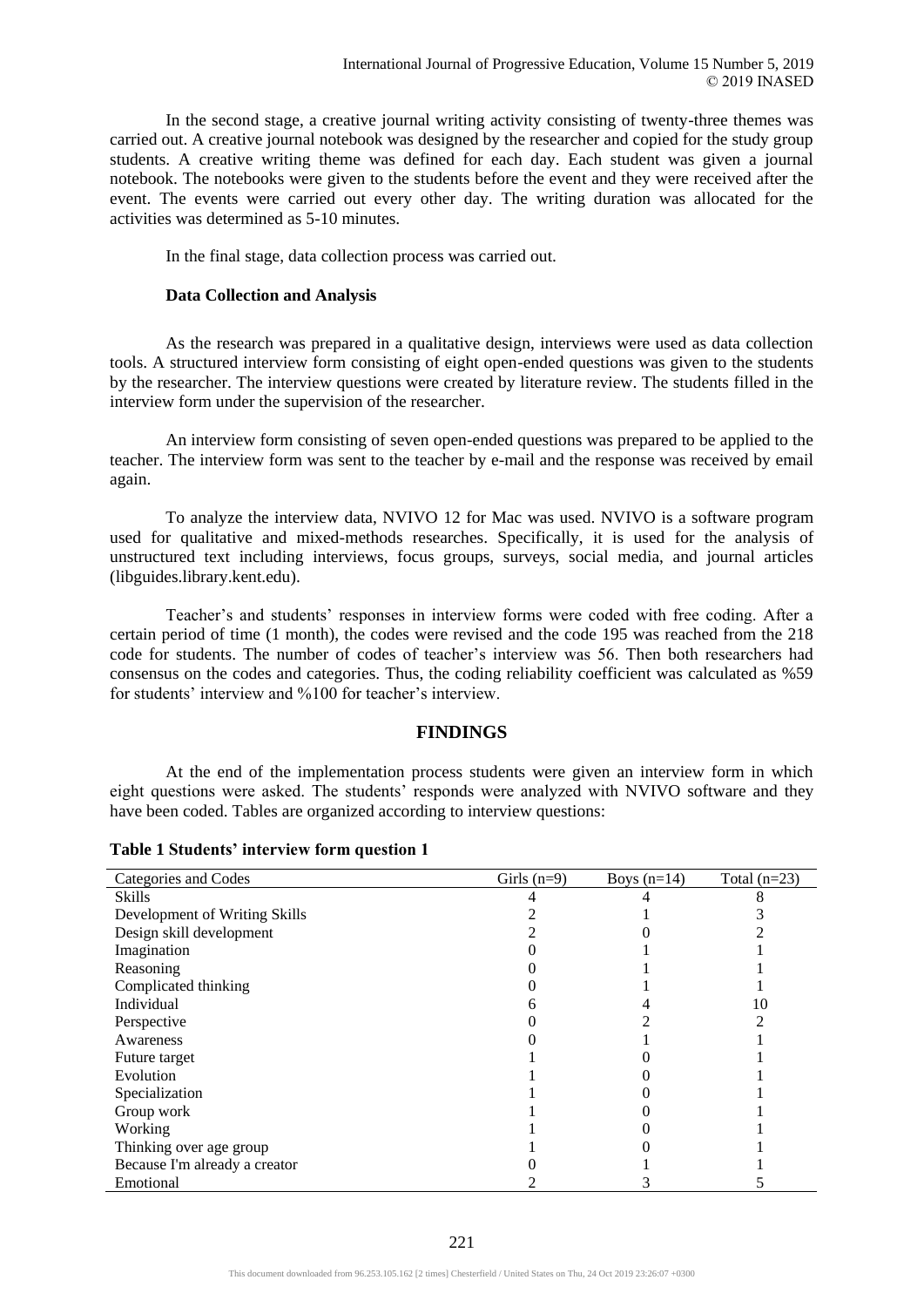In the second stage, a creative journal writing activity consisting of twenty-three themes was carried out. A creative journal notebook was designed by the researcher and copied for the study group students. A creative writing theme was defined for each day. Each student was given a journal notebook. The notebooks were given to the students before the event and they were received after the event. The events were carried out every other day. The writing duration was allocated for the activities was determined as 5-10 minutes.

In the final stage, data collection process was carried out.

**Data Collection and Analysis**

As the research was prepared in a qualitative design, interviews were used as data collection tools. A structured interview form consisting of eight open-ended questions was given to the students by the researcher. The interview questions were created by literature review. The students filled in the interview form under the supervision of the researcher.

An interview form consisting of seven open-ended questions was prepared to be applied to the teacher. The interview form was sent to the teacher by e-mail and the response was received by email again.

To analyze the interview data, NVIVO 12 for Mac was used. NVIVO is a software program used for qualitative and mixed-methods researches. Specifically, it is used for the analysis of unstructured text including interviews, focus groups, surveys, social media, and journal articles (libguides.library.kent.edu).

Teacher's and students' responses in interview forms were coded with free coding. After a certain period of time (1 month), the codes were revised and the code 195 was reached from the 218 code for students. The number of codes of teacher's interview was 56. Then both researchers had consensus on the codes and categories. Thus, the coding reliability coefficient was calculated as %59 for students' interview and %100 for teacher's interview.

## FINDINGS

At the end of the implementation process students were given an interview form in which eight questions were asked. The students' responds were analyzed with NVIVO software and they have been coded. Tables are organized according to interview questions:

**Table 1 Students' interview form question 1**

| Categories and Codes | Girls (n=9) | Boys (n=14) | Total (n=23) |
|---|---|---|---|
| Skills | 4 | 4 | 8 |
| Development of Writing Skills | 2 | 1 | 3 |
| Design skill development | 2 | 0 | 2 |
| Imagination | 0 | 1 | 1 |
| Reasoning | 0 | 1 | 1 |
| Complicated thinking | 0 | 1 | 1 |
| Individual | 6 | 4 | 10 |
| Perspective | 0 | 2 | 2 |
| Awareness | 0 | 1 | 1 |
| Future target | 1 | 0 | 1 |
| Evolution | 1 | 0 | 1 |
| Specialization | 1 | 0 | 1 |
| Group work | 1 | 0 | 1 |
| Working | 1 | 0 | 1 |
| Thinking over age group | 1 | 0 | 1 |
| Because I'm already a creator | 0 | 1 | 1 |
| Emotional | 2 | 3 | 5 |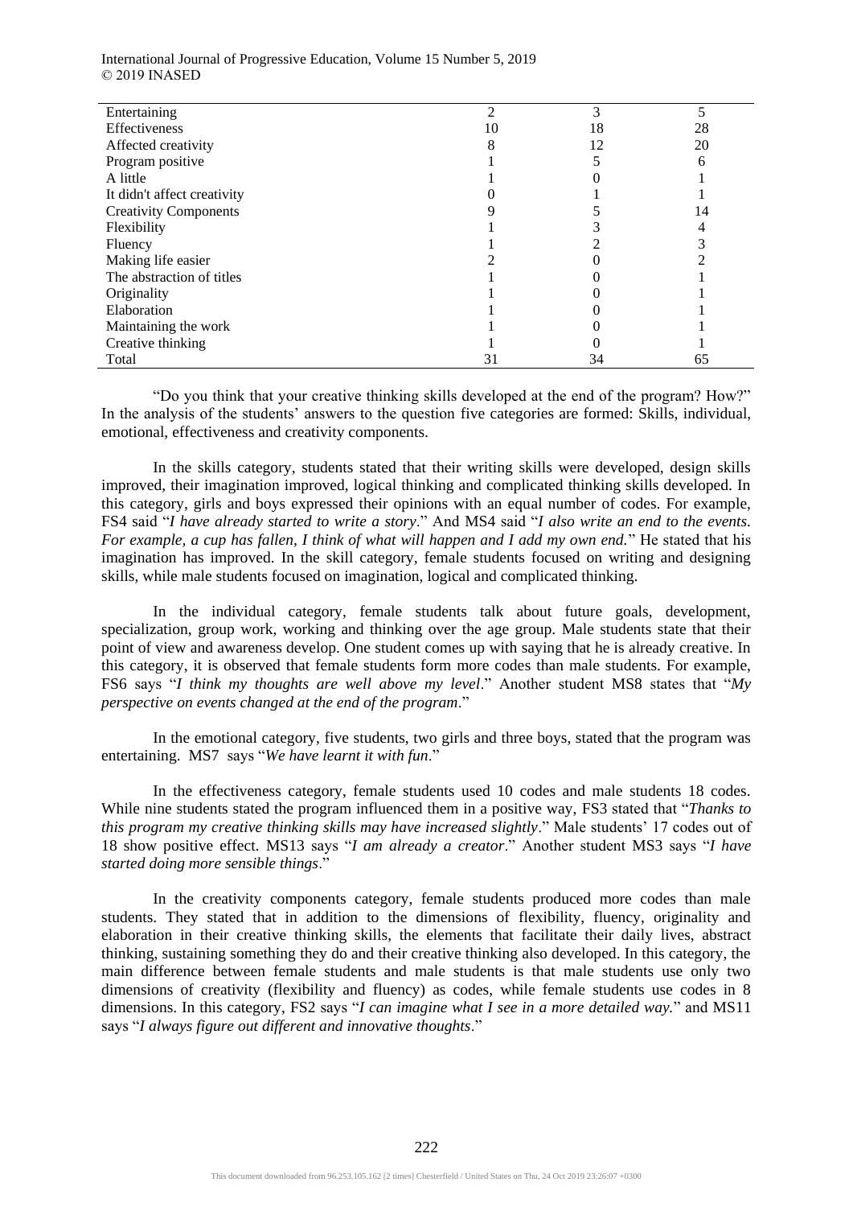| Entertaining | 2 | 3 | 5 |
|---|---|---|---|
| Effectiveness | 10 | 18 | 28 |
| Affected creativity | 8 | 12 | 20 |
| Program positive | 1 | 5 | 6 |
| A little | 1 | 0 | 1 |
| It didn't affect creativity | 0 | 1 | 1 |
| Creativity Components | 9 | 5 | 14 |
| Flexibility | 1 | 3 | 4 |
| Fluency | 1 | 2 | 3 |
| Making life easier | 2 | 0 | 2 |
| The abstraction of titles | 1 | 0 | 1 |
| Originality | 1 | 0 | 1 |
| Elaboration | 1 | 0 | 1 |
| Maintaining the work | 1 | 0 | 1 |
| Creative thinking | 1 | 0 | 1 |
| Total | 31 | 34 | 65 |

"Do you think that your creative thinking skills developed at the end of the program? How?" In the analysis of the students' answers to the question five categories are formed: Skills, individual, emotional, effectiveness and creativity components.

In the skills category, students stated that their writing skills were developed, design skills improved, their imagination improved, logical thinking and complicated thinking skills developed. In this category, girls and boys expressed their opinions with an equal number of codes. For example, FS4 said "*I have already started to write a story*." And MS4 said "*I also write an end to the events. For example, a cup has fallen, I think of what will happen and I add my own end.*" He stated that his imagination has improved. In the skill category, female students focused on writing and designing skills, while male students focused on imagination, logical and complicated thinking.

In the individual category, female students talk about future goals, development, specialization, group work, working and thinking over the age group. Male students state that their point of view and awareness develop. One student comes up with saying that he is already creative. In this category, it is observed that female students form more codes than male students. For example, FS6 says "*I think my thoughts are well above my level*." Another student MS8 states that "*My perspective on events changed at the end of the program*."

In the emotional category, five students, two girls and three boys, stated that the program was entertaining. MS7 says "*We have learnt it with fun*."

In the effectiveness category, female students used 10 codes and male students 18 codes. While nine students stated the program influenced them in a positive way, FS3 stated that "*Thanks to this program my creative thinking skills may have increased slightly*." Male students' 17 codes out of 18 show positive effect. MS13 says "*I am already a creator*." Another student MS3 says "*I have started doing more sensible things*."

In the creativity components category, female students produced more codes than male students. They stated that in addition to the dimensions of flexibility, fluency, originality and elaboration in their creative thinking skills, the elements that facilitate their daily lives, abstract thinking, sustaining something they do and their creative thinking also developed. In this category, the main difference between female students and male students is that male students use only two dimensions of creativity (flexibility and fluency) as codes, while female students use codes in 8 dimensions. In this category, FS2 says "*I can imagine what I see in a more detailed way.*" and MS11 says "*I always figure out different and innovative thoughts*."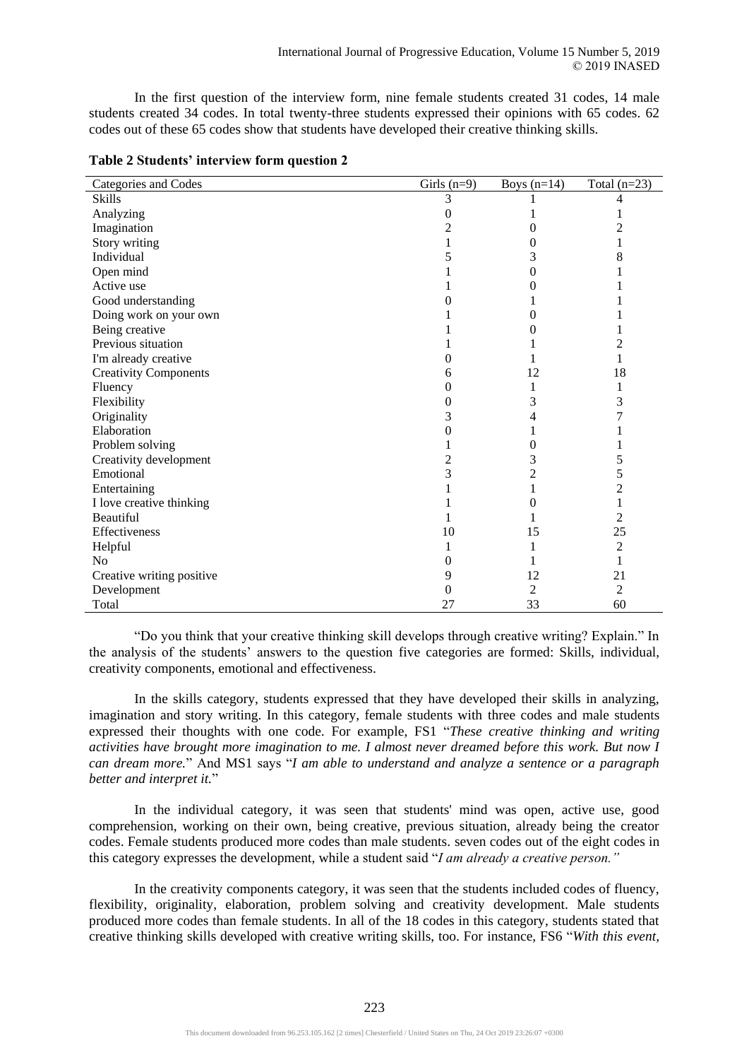In the first question of the interview form, nine female students created 31 codes, 14 male students created 34 codes. In total twenty-three students expressed their opinions with 65 codes. 62 codes out of these 65 codes show that students have developed their creative thinking skills.

**Table 2 Students' interview form question 2**

| Categories and Codes | Girls (n=9) | Boys (n=14) | Total (n=23) |
|---|---|---|---|
| Skills | 3 | 1 | 4 |
| Analyzing | 0 | 1 | 1 |
| Imagination | 2 | 0 | 2 |
| Story writing | 1 | 0 | 1 |
| Individual | 5 | 3 | 8 |
| Open mind | 1 | 0 | 1 |
| Active use | 1 | 0 | 1 |
| Good understanding | 0 | 1 | 1 |
| Doing work on your own | 1 | 0 | 1 |
| Being creative | 1 | 0 | 1 |
| Previous situation | 1 | 1 | 2 |
| I'm already creative | 0 | 1 | 1 |
| Creativity Components | 6 | 12 | 18 |
| Fluency | 0 | 1 | 1 |
| Flexibility | 0 | 3 | 3 |
| Originality | 3 | 4 | 7 |
| Elaboration | 0 | 1 | 1 |
| Problem solving | 1 | 0 | 1 |
| Creativity development | 2 | 3 | 5 |
| Emotional | 3 | 2 | 5 |
| Entertaining | 1 | 1 | 2 |
| I love creative thinking | 1 | 0 | 1 |
| Beautiful | 1 | 1 | 2 |
| Effectiveness | 10 | 15 | 25 |
| Helpful | 1 | 1 | 2 |
| No | 0 | 1 | 1 |
| Creative writing positive | 9 | 12 | 21 |
| Development | 0 | 2 | 2 |
| Total | 27 | 33 | 60 |

"Do you think that your creative thinking skill develops through creative writing? Explain." In the analysis of the students' answers to the question five categories are formed: Skills, individual, creativity components, emotional and effectiveness.

In the skills category, students expressed that they have developed their skills in analyzing, imagination and story writing. In this category, female students with three codes and male students expressed their thoughts with one code. For example, FS1 "*These creative thinking and writing activities have brought more imagination to me. I almost never dreamed before this work. But now I can dream more.*" And MS1 says "*I am able to understand and analyze a sentence or a paragraph better and interpret it.*"

In the individual category, it was seen that students' mind was open, active use, good comprehension, working on their own, being creative, previous situation, already being the creator codes. Female students produced more codes than male students. seven codes out of the eight codes in this category expresses the development, while a student said "*I am already a creative person.*"

In the creativity components category, it was seen that the students included codes of fluency, flexibility, originality, elaboration, problem solving and creativity development. Male students produced more codes than female students. In all of the 18 codes in this category, students stated that creative thinking skills developed with creative writing skills, too. For instance, FS6 "*With this event,*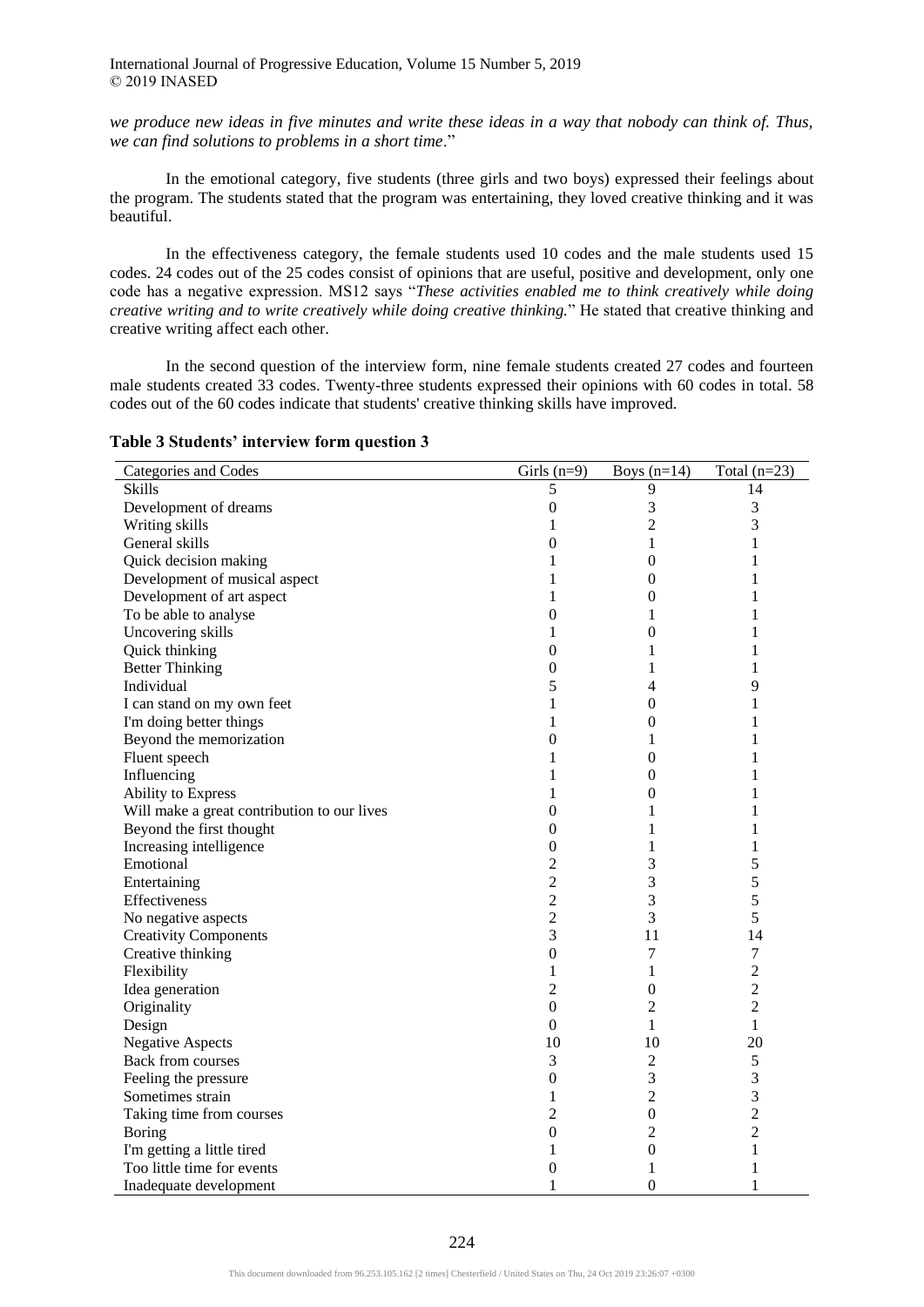*we produce new ideas in five minutes and write these ideas in a way that nobody can think of. Thus, we can find solutions to problems in a short time*."

In the emotional category, five students (three girls and two boys) expressed their feelings about the program. The students stated that the program was entertaining, they loved creative thinking and it was beautiful.

In the effectiveness category, the female students used 10 codes and the male students used 15 codes. 24 codes out of the 25 codes consist of opinions that are useful, positive and development, only one code has a negative expression. MS12 says "*These activities enabled me to think creatively while doing creative writing and to write creatively while doing creative thinking.*" He stated that creative thinking and creative writing affect each other.

In the second question of the interview form, nine female students created 27 codes and fourteen male students created 33 codes. Twenty-three students expressed their opinions with 60 codes in total. 58 codes out of the 60 codes indicate that students' creative thinking skills have improved.

**Table 3 Students' interview form question 3**

| Categories and Codes | Girls (n=9) | Boys (n=14) | Total (n=23) |
|---|---|---|---|
| Skills | 5 | 9 | 14 |
| Development of dreams | 0 | 3 | 3 |
| Writing skills | 1 | 2 | 3 |
| General skills | 0 | 1 | 1 |
| Quick decision making | 1 | 0 | 1 |
| Development of musical aspect | 1 | 0 | 1 |
| Development of art aspect | 1 | 0 | 1 |
| To be able to analyse | 0 | 1 | 1 |
| Uncovering skills | 1 | 0 | 1 |
| Quick thinking | 0 | 1 | 1 |
| Better Thinking | 0 | 1 | 1 |
| Individual | 5 | 4 | 9 |
| I can stand on my own feet | 1 | 0 | 1 |
| I'm doing better things | 1 | 0 | 1 |
| Beyond the memorization | 0 | 1 | 1 |
| Fluent speech | 1 | 0 | 1 |
| Influencing | 1 | 0 | 1 |
| Ability to Express | 1 | 0 | 1 |
| Will make a great contribution to our lives | 0 | 1 | 1 |
| Beyond the first thought | 0 | 1 | 1 |
| Increasing intelligence | 0 | 1 | 1 |
| Emotional | 2 | 3 | 5 |
| Entertaining | 2 | 3 | 5 |
| Effectiveness | 2 | 3 | 5 |
| No negative aspects | 2 | 3 | 5 |
| Creativity Components | 3 | 11 | 14 |
| Creative thinking | 0 | 7 | 7 |
| Flexibility | 1 | 1 | 2 |
| Idea generation | 2 | 0 | 2 |
| Originality | 0 | 2 | 2 |
| Design | 0 | 1 | 1 |
| Negative Aspects | 10 | 10 | 20 |
| Back from courses | 3 | 2 | 5 |
| Feeling the pressure | 0 | 3 | 3 |
| Sometimes strain | 1 | 2 | 3 |
| Taking time from courses | 2 | 0 | 2 |
| Boring | 0 | 2 | 2 |
| I'm getting a little tired | 1 | 0 | 1 |
| Too little time for events | 0 | 1 | 1 |
| Inadequate development | 1 | 0 | 1 |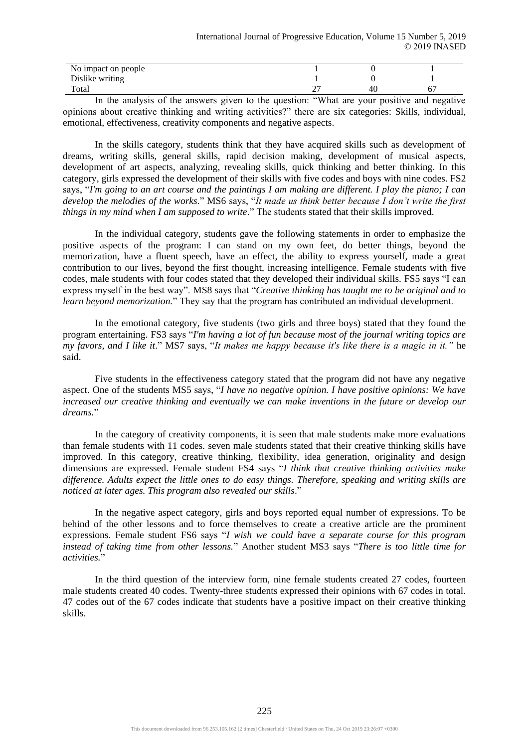| | | | |
|---|---|---|---|
| No impact on people | 1 | 0 | 1 |
| Dislike writing | 1 | 0 | 1 |
| Total | 27 | 40 | 67 |

In the analysis of the answers given to the question: "What are your positive and negative opinions about creative thinking and writing activities?" there are six categories: Skills, individual, emotional, effectiveness, creativity components and negative aspects.

In the skills category, students think that they have acquired skills such as development of dreams, writing skills, general skills, rapid decision making, development of musical aspects, development of art aspects, analyzing, revealing skills, quick thinking and better thinking. In this category, girls expressed the development of their skills with five codes and boys with nine codes. FS2 says, "*I'm going to an art course and the paintings I am making are different. I play the piano; I can develop the melodies of the works*." MS6 says, "*It made us think better because I don't write the first things in my mind when I am supposed to write*." The students stated that their skills improved.

In the individual category, students gave the following statements in order to emphasize the positive aspects of the program: I can stand on my own feet, do better things, beyond the memorization, have a fluent speech, have an effect, the ability to express yourself, made a great contribution to our lives, beyond the first thought, increasing intelligence. Female students with five codes, male students with four codes stated that they developed their individual skills. FS5 says "I can express myself in the best way". MS8 says that "*Creative thinking has taught me to be original and to learn beyond memorization.*" They say that the program has contributed an individual development.

In the emotional category, five students (two girls and three boys) stated that they found the program entertaining. FS3 says "*I'm having a lot of fun because most of the journal writing topics are my favors, and I like it*." MS7 says, "*It makes me happy because it's like there is a magic in it."* he said.

Five students in the effectiveness category stated that the program did not have any negative aspect. One of the students MS5 says, "*I have no negative opinion. I have positive opinions: We have increased our creative thinking and eventually we can make inventions in the future or develop our dreams.*"

In the category of creativity components, it is seen that male students make more evaluations than female students with 11 codes. seven male students stated that their creative thinking skills have improved. In this category, creative thinking, flexibility, idea generation, originality and design dimensions are expressed. Female student FS4 says "*I think that creative thinking activities make difference. Adults expect the little ones to do easy things. Therefore, speaking and writing skills are noticed at later ages. This program also revealed our skills*."

In the negative aspect category, girls and boys reported equal number of expressions. To be behind of the other lessons and to force themselves to create a creative article are the prominent expressions. Female student FS6 says "*I wish we could have a separate course for this program instead of taking time from other lessons.*" Another student MS3 says "*There is too little time for activities.*"

In the third question of the interview form, nine female students created 27 codes, fourteen male students created 40 codes. Twenty-three students expressed their opinions with 67 codes in total. 47 codes out of the 67 codes indicate that students have a positive impact on their creative thinking skills.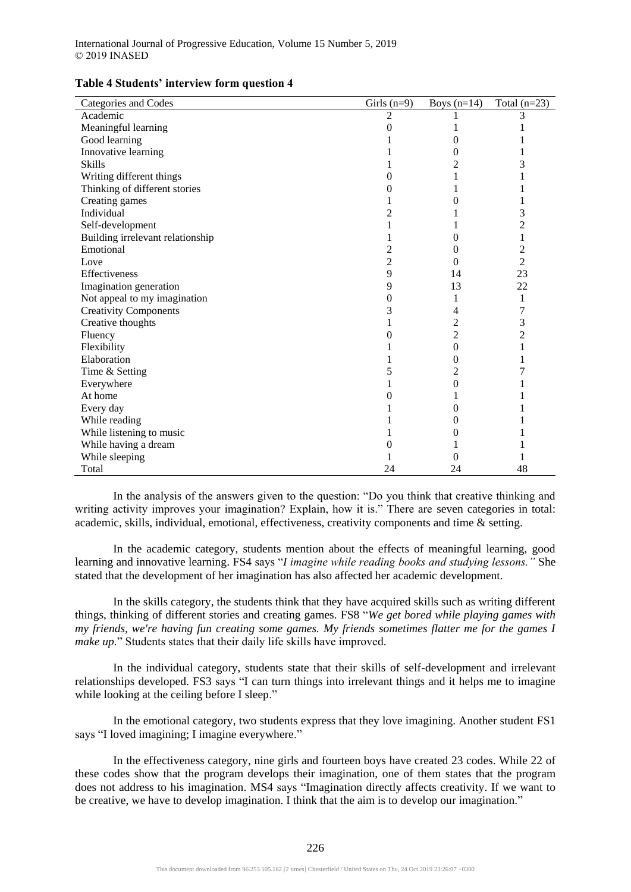**Table 4 Students' interview form question 4**

| Categories and Codes | Girls (n=9) | Boys (n=14) | Total (n=23) |
|---|---|---|---|
| Academic | 2 | 1 | 3 |
| Meaningful learning | 0 | 1 | 1 |
| Good learning | 1 | 0 | 1 |
| Innovative learning | 1 | 0 | 1 |
| Skills | 1 | 2 | 3 |
| Writing different things | 0 | 1 | 1 |
| Thinking of different stories | 0 | 1 | 1 |
| Creating games | 1 | 0 | 1 |
| Individual | 2 | 1 | 3 |
| Self-development | 1 | 1 | 2 |
| Building irrelevant relationship | 1 | 0 | 1 |
| Emotional | 2 | 0 | 2 |
| Love | 2 | 0 | 2 |
| Effectiveness | 9 | 14 | 23 |
| Imagination generation | 9 | 13 | 22 |
| Not appeal to my imagination | 0 | 1 | 1 |
| Creativity Components | 3 | 4 | 7 |
| Creative thoughts | 1 | 2 | 3 |
| Fluency | 0 | 2 | 2 |
| Flexibility | 1 | 0 | 1 |
| Elaboration | 1 | 0 | 1 |
| Time & Setting | 5 | 2 | 7 |
| Everywhere | 1 | 0 | 1 |
| At home | 0 | 1 | 1 |
| Every day | 1 | 0 | 1 |
| While reading | 1 | 0 | 1 |
| While listening to music | 1 | 0 | 1 |
| While having a dream | 0 | 1 | 1 |
| While sleeping | 1 | 0 | 1 |
| Total | 24 | 24 | 48 |

In the analysis of the answers given to the question: "Do you think that creative thinking and writing activity improves your imagination? Explain, how it is." There are seven categories in total: academic, skills, individual, emotional, effectiveness, creativity components and time & setting.

In the academic category, students mention about the effects of meaningful learning, good learning and innovative learning. FS4 says "*I imagine while reading books and studying lessons."* She stated that the development of her imagination has also affected her academic development.

In the skills category, the students think that they have acquired skills such as writing different things, thinking of different stories and creating games. FS8 "*We get bored while playing games with my friends, we're having fun creating some games. My friends sometimes flatter me for the games I make up.*" Students states that their daily life skills have improved.

In the individual category, students state that their skills of self-development and irrelevant relationships developed. FS3 says "I can turn things into irrelevant things and it helps me to imagine while looking at the ceiling before I sleep."

In the emotional category, two students express that they love imagining. Another student FS1 says "I loved imagining; I imagine everywhere."

In the effectiveness category, nine girls and fourteen boys have created 23 codes. While 22 of these codes show that the program develops their imagination, one of them states that the program does not address to his imagination. MS4 says "Imagination directly affects creativity. If we want to be creative, we have to develop imagination. I think that the aim is to develop our imagination."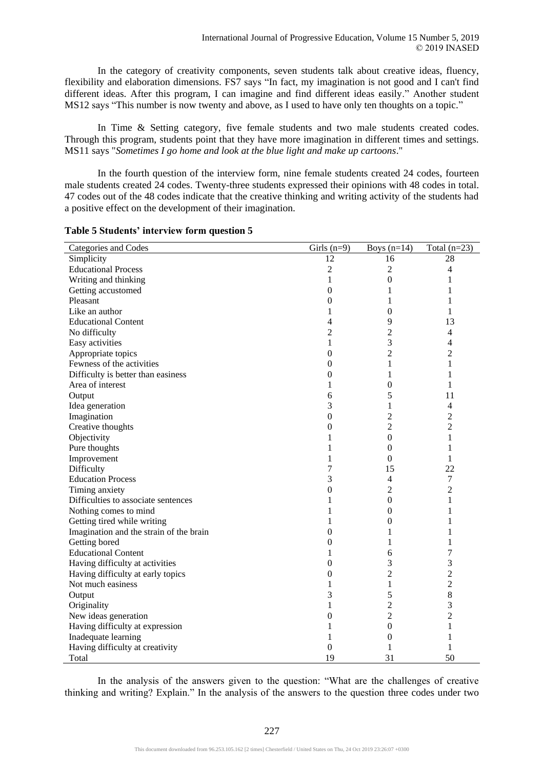In the category of creativity components, seven students talk about creative ideas, fluency, flexibility and elaboration dimensions. FS7 says "In fact, my imagination is not good and I can't find different ideas. After this program, I can imagine and find different ideas easily." Another student MS12 says "This number is now twenty and above, as I used to have only ten thoughts on a topic."

In Time & Setting category, five female students and two male students created codes. Through this program, students point that they have more imagination in different times and settings. MS11 says "*Sometimes I go home and look at the blue light and make up cartoons*."

In the fourth question of the interview form, nine female students created 24 codes, fourteen male students created 24 codes. Twenty-three students expressed their opinions with 48 codes in total. 47 codes out of the 48 codes indicate that the creative thinking and writing activity of the students had a positive effect on the development of their imagination.

**Table 5 Students' interview form question 5**

| Categories and Codes | Girls (n=9) | Boys (n=14) | Total (n=23) |
|---|---|---|---|
| Simplicity | 12 | 16 | 28 |
| Educational Process | 2 | 2 | 4 |
| Writing and thinking | 1 | 0 | 1 |
| Getting accustomed | 0 | 1 | 1 |
| Pleasant | 0 | 1 | 1 |
| Like an author | 1 | 0 | 1 |
| Educational Content | 4 | 9 | 13 |
| No difficulty | 2 | 2 | 4 |
| Easy activities | 1 | 3 | 4 |
| Appropriate topics | 0 | 2 | 2 |
| Fewness of the activities | 0 | 1 | 1 |
| Difficulty is better than easiness | 0 | 1 | 1 |
| Area of interest | 1 | 0 | 1 |
| Output | 6 | 5 | 11 |
| Idea generation | 3 | 1 | 4 |
| Imagination | 0 | 2 | 2 |
| Creative thoughts | 0 | 2 | 2 |
| Objectivity | 1 | 0 | 1 |
| Pure thoughts | 1 | 0 | 1 |
| Improvement | 1 | 0 | 1 |
| Difficulty | 7 | 15 | 22 |
| Education Process | 3 | 4 | 7 |
| Timing anxiety | 0 | 2 | 2 |
| Difficulties to associate sentences | 1 | 0 | 1 |
| Nothing comes to mind | 1 | 0 | 1 |
| Getting tired while writing | 1 | 0 | 1 |
| Imagination and the strain of the brain | 0 | 1 | 1 |
| Getting bored | 0 | 1 | 1 |
| Educational Content | 1 | 6 | 7 |
| Having difficulty at activities | 0 | 3 | 3 |
| Having difficulty at early topics | 0 | 2 | 2 |
| Not much easiness | 1 | 1 | 2 |
| Output | 3 | 5 | 8 |
| Originality | 1 | 2 | 3 |
| New ideas generation | 0 | 2 | 2 |
| Having difficulty at expression | 1 | 0 | 1 |
| Inadequate learning | 1 | 0 | 1 |
| Having difficulty at creativity | 0 | 1 | 1 |
| Total | 19 | 31 | 50 |

In the analysis of the answers given to the question: "What are the challenges of creative thinking and writing? Explain." In the analysis of the answers to the question three codes under two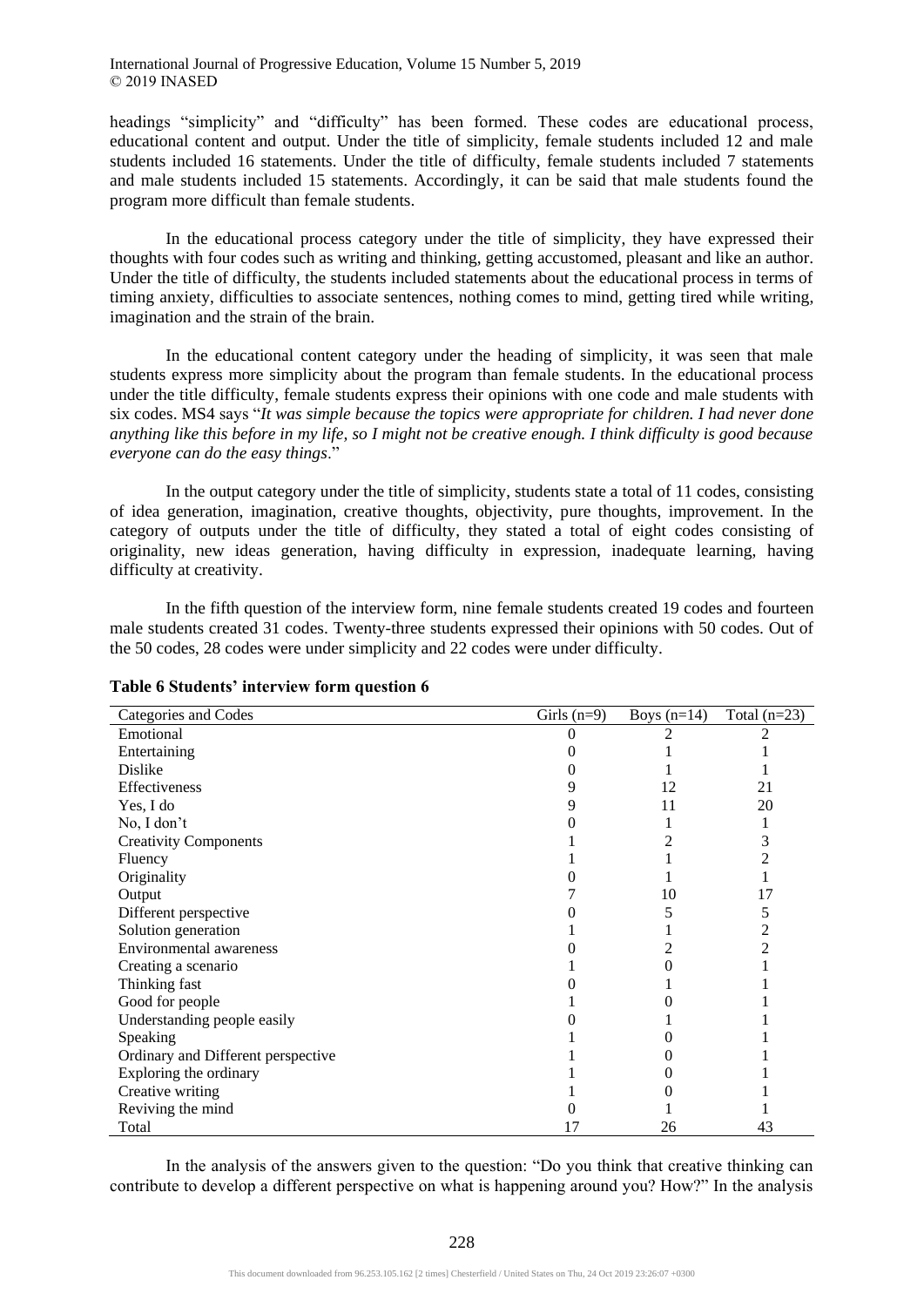headings "simplicity" and "difficulty" has been formed. These codes are educational process, educational content and output. Under the title of simplicity, female students included 12 and male students included 16 statements. Under the title of difficulty, female students included 7 statements and male students included 15 statements. Accordingly, it can be said that male students found the program more difficult than female students.

In the educational process category under the title of simplicity, they have expressed their thoughts with four codes such as writing and thinking, getting accustomed, pleasant and like an author. Under the title of difficulty, the students included statements about the educational process in terms of timing anxiety, difficulties to associate sentences, nothing comes to mind, getting tired while writing, imagination and the strain of the brain.

In the educational content category under the heading of simplicity, it was seen that male students express more simplicity about the program than female students. In the educational process under the title difficulty, female students express their opinions with one code and male students with six codes. MS4 says "*It was simple because the topics were appropriate for children. I had never done anything like this before in my life, so I might not be creative enough. I think difficulty is good because everyone can do the easy things*."

In the output category under the title of simplicity, students state a total of 11 codes, consisting of idea generation, imagination, creative thoughts, objectivity, pure thoughts, improvement. In the category of outputs under the title of difficulty, they stated a total of eight codes consisting of originality, new ideas generation, having difficulty in expression, inadequate learning, having difficulty at creativity.

In the fifth question of the interview form, nine female students created 19 codes and fourteen male students created 31 codes. Twenty-three students expressed their opinions with 50 codes. Out of the 50 codes, 28 codes were under simplicity and 22 codes were under difficulty.

**Table 6 Students' interview form question 6**

| Categories and Codes | Girls (n=9) | Boys (n=14) | Total (n=23) |
|---|---|---|---|
| Emotional | 0 | 2 | 2 |
| Entertaining | 0 | 1 | 1 |
| Dislike | 0 | 1 | 1 |
| Effectiveness | 9 | 12 | 21 |
| Yes, I do | 9 | 11 | 20 |
| No, I don't | 0 | 1 | 1 |
| Creativity Components | 1 | 2 | 3 |
| Fluency | 1 | 1 | 2 |
| Originality | 0 | 1 | 1 |
| Output | 7 | 10 | 17 |
| Different perspective | 0 | 5 | 5 |
| Solution generation | 1 | 1 | 2 |
| Environmental awareness | 0 | 2 | 2 |
| Creating a scenario | 1 | 0 | 1 |
| Thinking fast | 0 | 1 | 1 |
| Good for people | 1 | 0 | 1 |
| Understanding people easily | 0 | 1 | 1 |
| Speaking | 1 | 0 | 1 |
| Ordinary and Different perspective | 1 | 0 | 1 |
| Exploring the ordinary | 1 | 0 | 1 |
| Creative writing | 1 | 0 | 1 |
| Reviving the mind | 0 | 1 | 1 |
| Total | 17 | 26 | 43 |

In the analysis of the answers given to the question: "Do you think that creative thinking can contribute to develop a different perspective on what is happening around you? How?" In the analysis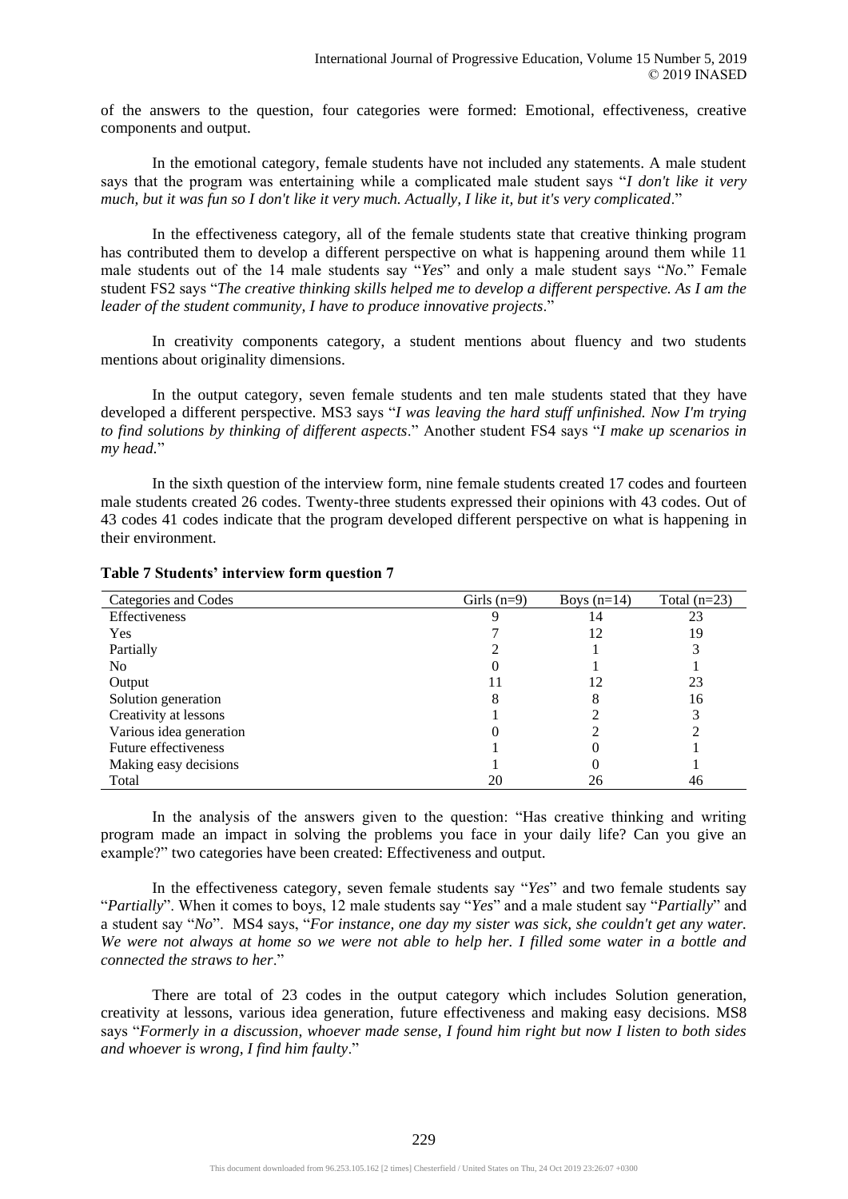of the answers to the question, four categories were formed: Emotional, effectiveness, creative components and output.

In the emotional category, female students have not included any statements. A male student says that the program was entertaining while a complicated male student says "*I don't like it very much, but it was fun so I don't like it very much. Actually, I like it, but it's very complicated*."

In the effectiveness category, all of the female students state that creative thinking program has contributed them to develop a different perspective on what is happening around them while 11 male students out of the 14 male students say "*Yes*" and only a male student says "*No*." Female student FS2 says "*The creative thinking skills helped me to develop a different perspective. As I am the leader of the student community, I have to produce innovative projects*."

In creativity components category, a student mentions about fluency and two students mentions about originality dimensions.

In the output category, seven female students and ten male students stated that they have developed a different perspective. MS3 says "*I was leaving the hard stuff unfinished. Now I'm trying to find solutions by thinking of different aspects*." Another student FS4 says "*I make up scenarios in my head*."

In the sixth question of the interview form, nine female students created 17 codes and fourteen male students created 26 codes. Twenty-three students expressed their opinions with 43 codes. Out of 43 codes 41 codes indicate that the program developed different perspective on what is happening in their environment.

**Table 7 Students' interview form question 7**

| Categories and Codes | Girls (n=9) | Boys (n=14) | Total (n=23) |
|---|---|---|---|
| Effectiveness | 9 | 14 | 23 |
| Yes | 7 | 12 | 19 |
| Partially | 2 | 1 | 3 |
| No | 0 | 1 | 1 |
| Output | 11 | 12 | 23 |
| Solution generation | 8 | 8 | 16 |
| Creativity at lessons | 1 | 2 | 3 |
| Various idea generation | 0 | 2 | 2 |
| Future effectiveness | 1 | 0 | 1 |
| Making easy decisions | 1 | 0 | 1 |
| Total | 20 | 26 | 46 |

In the analysis of the answers given to the question: "Has creative thinking and writing program made an impact in solving the problems you face in your daily life? Can you give an example?" two categories have been created: Effectiveness and output.

In the effectiveness category, seven female students say "*Yes*" and two female students say "*Partially*". When it comes to boys, 12 male students say "*Yes*" and a male student say "*Partially*" and a student say "*No*". MS4 says, "*For instance, one day my sister was sick, she couldn't get any water. We were not always at home so we were not able to help her. I filled some water in a bottle and connected the straws to her*."

There are total of 23 codes in the output category which includes Solution generation, creativity at lessons, various idea generation, future effectiveness and making easy decisions. MS8 says "*Formerly in a discussion, whoever made sense, I found him right but now I listen to both sides and whoever is wrong, I find him faulty*."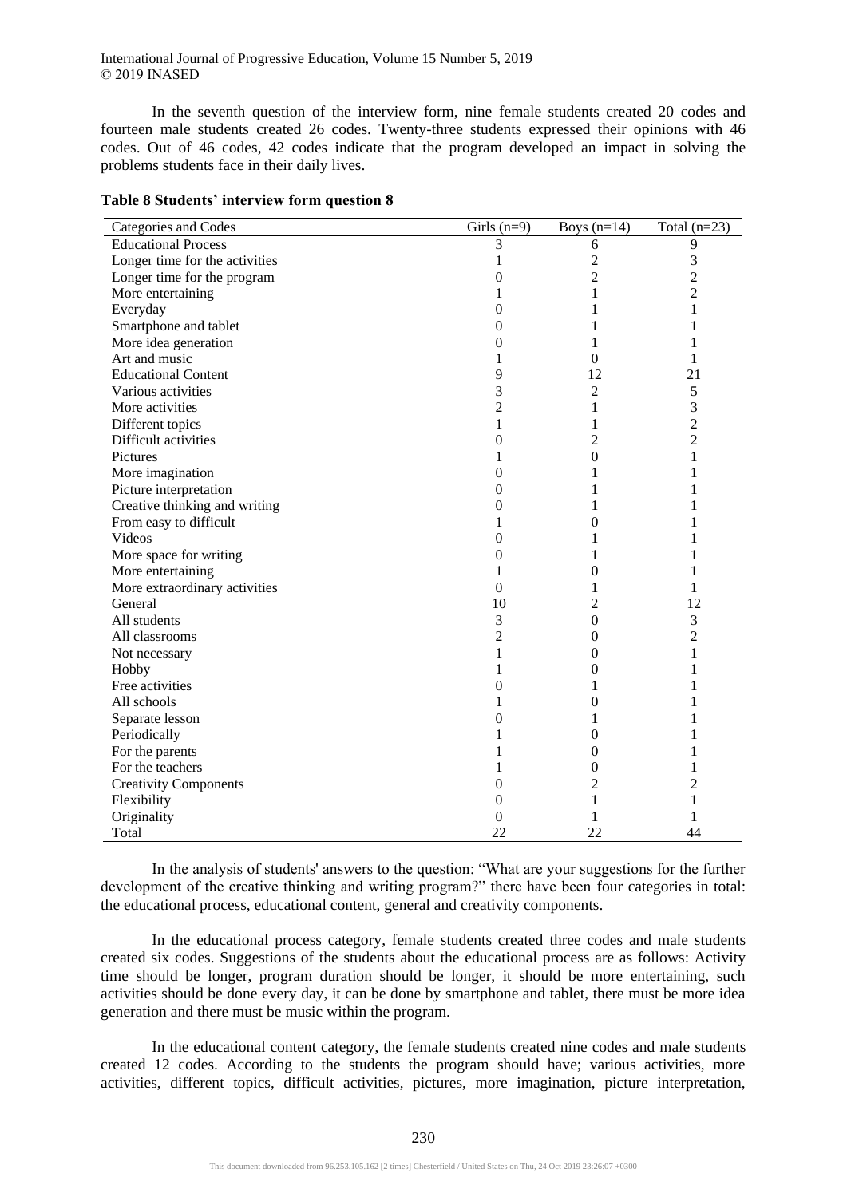In the seventh question of the interview form, nine female students created 20 codes and fourteen male students created 26 codes. Twenty-three students expressed their opinions with 46 codes. Out of 46 codes, 42 codes indicate that the program developed an impact in solving the problems students face in their daily lives.

**Table 8 Students' interview form question 8**

| Categories and Codes | Girls (n=9) | Boys (n=14) | Total (n=23) |
|---|---|---|---|
| Educational Process | 3 | 6 | 9 |
| Longer time for the activities | 1 | 2 | 3 |
| Longer time for the program | 0 | 2 | 2 |
| More entertaining | 1 | 1 | 2 |
| Everyday | 0 | 1 | 1 |
| Smartphone and tablet | 0 | 1 | 1 |
| More idea generation | 0 | 1 | 1 |
| Art and music | 1 | 0 | 1 |
| Educational Content | 9 | 12 | 21 |
| Various activities | 3 | 2 | 5 |
| More activities | 2 | 1 | 3 |
| Different topics | 1 | 1 | 2 |
| Difficult activities | 0 | 2 | 2 |
| Pictures | 1 | 0 | 1 |
| More imagination | 0 | 1 | 1 |
| Picture interpretation | 0 | 1 | 1 |
| Creative thinking and writing | 0 | 1 | 1 |
| From easy to difficult | 1 | 0 | 1 |
| Videos | 0 | 1 | 1 |
| More space for writing | 0 | 1 | 1 |
| More entertaining | 1 | 0 | 1 |
| More extraordinary activities | 0 | 1 | 1 |
| General | 10 | 2 | 12 |
| All students | 3 | 0 | 3 |
| All classrooms | 2 | 0 | 2 |
| Not necessary | 1 | 0 | 1 |
| Hobby | 1 | 0 | 1 |
| Free activities | 0 | 1 | 1 |
| All schools | 1 | 0 | 1 |
| Separate lesson | 0 | 1 | 1 |
| Periodically | 1 | 0 | 1 |
| For the parents | 1 | 0 | 1 |
| For the teachers | 1 | 0 | 1 |
| Creativity Components | 0 | 2 | 2 |
| Flexibility | 0 | 1 | 1 |
| Originality | 0 | 1 | 1 |
| Total | 22 | 22 | 44 |

In the analysis of students' answers to the question: "What are your suggestions for the further development of the creative thinking and writing program?" there have been four categories in total: the educational process, educational content, general and creativity components.

In the educational process category, female students created three codes and male students created six codes. Suggestions of the students about the educational process are as follows: Activity time should be longer, program duration should be longer, it should be more entertaining, such activities should be done every day, it can be done by smartphone and tablet, there must be more idea generation and there must be music within the program.

In the educational content category, the female students created nine codes and male students created 12 codes. According to the students the program should have; various activities, more activities, different topics, difficult activities, pictures, more imagination, picture interpretation,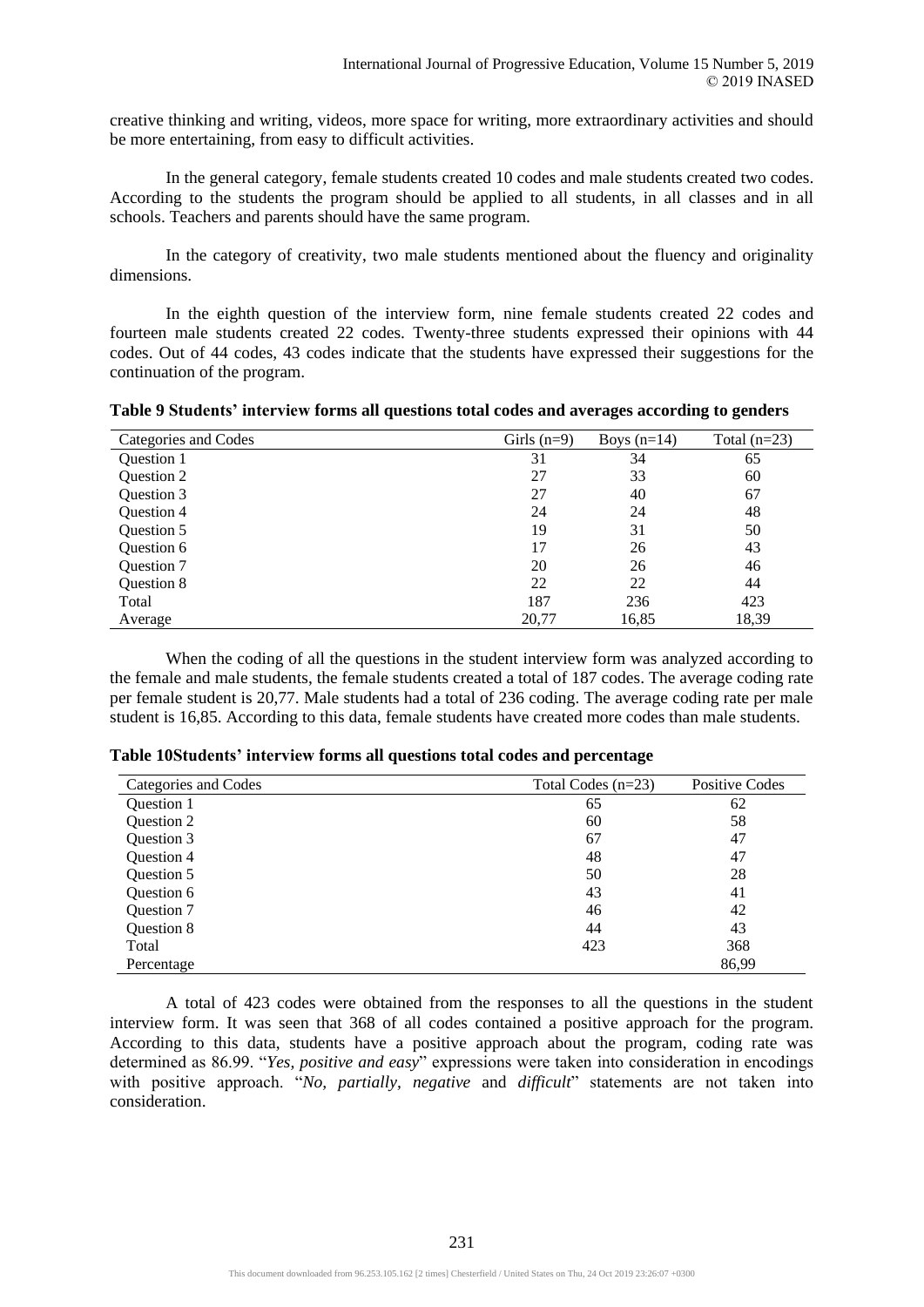creative thinking and writing, videos, more space for writing, more extraordinary activities and should be more entertaining, from easy to difficult activities.

In the general category, female students created 10 codes and male students created two codes. According to the students the program should be applied to all students, in all classes and in all schools. Teachers and parents should have the same program.

In the category of creativity, two male students mentioned about the fluency and originality dimensions.

In the eighth question of the interview form, nine female students created 22 codes and fourteen male students created 22 codes. Twenty-three students expressed their opinions with 44 codes. Out of 44 codes, 43 codes indicate that the students have expressed their suggestions for the continuation of the program.

**Table 9 Students' interview forms all questions total codes and averages according to genders**

| Categories and Codes | Girls (n=9) | Boys (n=14) | Total (n=23) |
|---|---|---|---|
| Question 1 | 31 | 34 | 65 |
| Question 2 | 27 | 33 | 60 |
| Question 3 | 27 | 40 | 67 |
| Question 4 | 24 | 24 | 48 |
| Question 5 | 19 | 31 | 50 |
| Question 6 | 17 | 26 | 43 |
| Question 7 | 20 | 26 | 46 |
| Question 8 | 22 | 22 | 44 |
| Total | 187 | 236 | 423 |
| Average | 20,77 | 16,85 | 18,39 |

When the coding of all the questions in the student interview form was analyzed according to the female and male students, the female students created a total of 187 codes. The average coding rate per female student is 20,77. Male students had a total of 236 coding. The average coding rate per male student is 16,85. According to this data, female students have created more codes than male students.

**Table 10Students' interview forms all questions total codes and percentage**

| Categories and Codes | Total Codes (n=23) | Positive Codes |
|---|---|---|
| Question 1 | 65 | 62 |
| Question 2 | 60 | 58 |
| Question 3 | 67 | 47 |
| Question 4 | 48 | 47 |
| Question 5 | 50 | 28 |
| Question 6 | 43 | 41 |
| Question 7 | 46 | 42 |
| Question 8 | 44 | 43 |
| Total | 423 | 368 |
| Percentage | | 86,99 |

A total of 423 codes were obtained from the responses to all the questions in the student interview form. It was seen that 368 of all codes contained a positive approach for the program. According to this data, students have a positive approach about the program, coding rate was determined as 86.99. "*Yes, positive and easy*" expressions were taken into consideration in encodings with positive approach. "*No, partially, negative* and *difficult*" statements are not taken into consideration.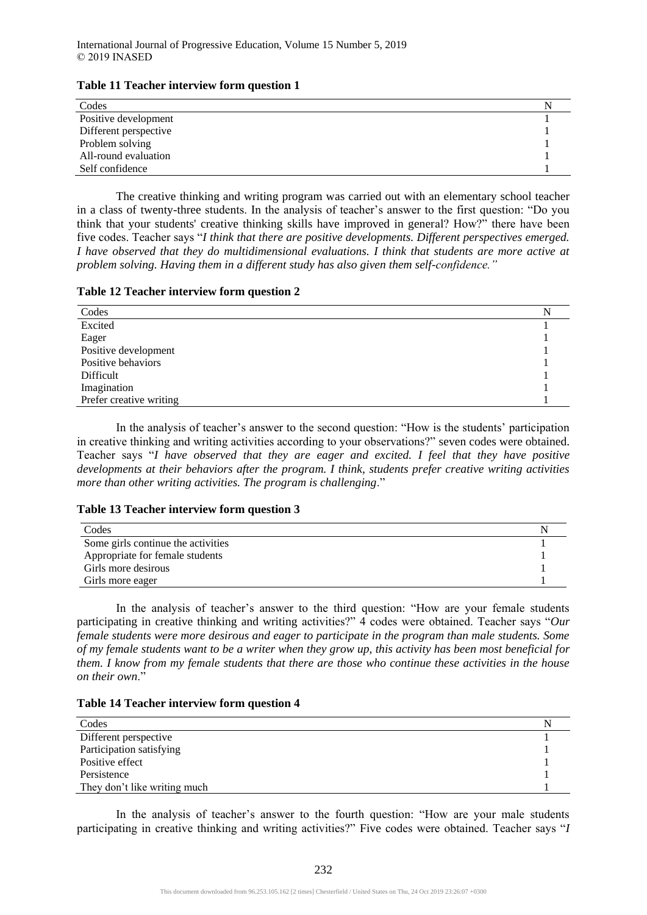**Table 11 Teacher interview form question 1**

| Codes | N |
|---|---|
| Positive development | 1 |
| Different perspective | 1 |
| Problem solving | 1 |
| All-round evaluation | 1 |
| Self confidence | 1 |

The creative thinking and writing program was carried out with an elementary school teacher in a class of twenty-three students. In the analysis of teacher's answer to the first question: "Do you think that your students' creative thinking skills have improved in general? How?" there have been five codes. Teacher says "*I think that there are positive developments. Different perspectives emerged. I have observed that they do multidimensional evaluations. I think that students are more active at problem solving. Having them in a different study has also given them self-confidence."*

**Table 12 Teacher interview form question 2**

| Codes | N |
|---|---|
| Excited | 1 |
| Eager | 1 |
| Positive development | 1 |
| Positive behaviors | 1 |
| Difficult | 1 |
| Imagination | 1 |
| Prefer creative writing | 1 |

In the analysis of teacher's answer to the second question: "How is the students' participation in creative thinking and writing activities according to your observations?" seven codes were obtained. Teacher says "*I have observed that they are eager and excited. I feel that they have positive developments at their behaviors after the program. I think, students prefer creative writing activities more than other writing activities. The program is challenging*."

**Table 13 Teacher interview form question 3**

| Codes | N |
|---|---|
| Some girls continue the activities | 1 |
| Appropriate for female students | 1 |
| Girls more desirous | 1 |
| Girls more eager | 1 |

In the analysis of teacher's answer to the third question: "How are your female students participating in creative thinking and writing activities?" 4 codes were obtained. Teacher says "*Our female students were more desirous and eager to participate in the program than male students. Some of my female students want to be a writer when they grow up, this activity has been most beneficial for them. I know from my female students that there are those who continue these activities in the house on their own*."

**Table 14 Teacher interview form question 4**

| Codes | N |
|---|---|
| Different perspective | 1 |
| Participation satisfying | 1 |
| Positive effect | 1 |
| Persistence | 1 |
| They don't like writing much | 1 |

In the analysis of teacher's answer to the fourth question: "How are your male students participating in creative thinking and writing activities?" Five codes were obtained. Teacher says "*I*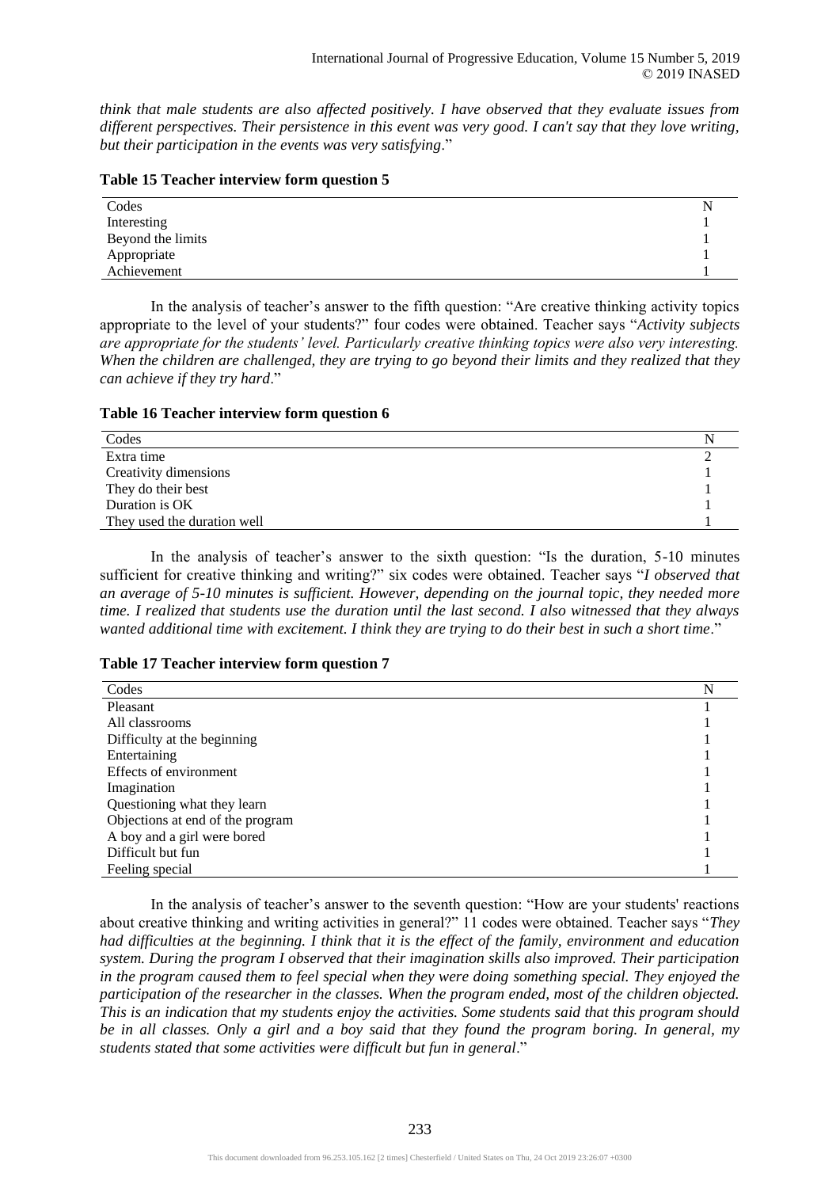*think that male students are also affected positively. I have observed that they evaluate issues from different perspectives. Their persistence in this event was very good. I can't say that they love writing, but their participation in the events was very satisfying*."

**Table 15 Teacher interview form question 5**

| Codes | N |
|---|---|
| Interesting | 1 |
| Beyond the limits | 1 |
| Appropriate | 1 |
| Achievement | 1 |

In the analysis of teacher's answer to the fifth question: "Are creative thinking activity topics appropriate to the level of your students?" four codes were obtained. Teacher says "*Activity subjects are appropriate for the students' level. Particularly creative thinking topics were also very interesting. When the children are challenged, they are trying to go beyond their limits and they realized that they can achieve if they try hard*."

**Table 16 Teacher interview form question 6**

| Codes | N |
|---|---|
| Extra time | 2 |
| Creativity dimensions | 1 |
| They do their best | 1 |
| Duration is OK | 1 |
| They used the duration well | 1 |

In the analysis of teacher's answer to the sixth question: "Is the duration, 5-10 minutes sufficient for creative thinking and writing?" six codes were obtained. Teacher says "*I observed that an average of 5-10 minutes is sufficient. However, depending on the journal topic, they needed more time. I realized that students use the duration until the last second. I also witnessed that they always wanted additional time with excitement. I think they are trying to do their best in such a short time*."

**Table 17 Teacher interview form question 7**

| Codes | N |
|---|---|
| Pleasant | 1 |
| All classrooms | 1 |
| Difficulty at the beginning | 1 |
| Entertaining | 1 |
| Effects of environment | 1 |
| Imagination | 1 |
| Questioning what they learn | 1 |
| Objections at end of the program | 1 |
| A boy and a girl were bored | 1 |
| Difficult but fun | 1 |
| Feeling special | 1 |

In the analysis of teacher's answer to the seventh question: "How are your students' reactions about creative thinking and writing activities in general?" 11 codes were obtained. Teacher says "*They had difficulties at the beginning. I think that it is the effect of the family, environment and education system. During the program I observed that their imagination skills also improved. Their participation in the program caused them to feel special when they were doing something special. They enjoyed the participation of the researcher in the classes. When the program ended, most of the children objected. This is an indication that my students enjoy the activities. Some students said that this program should be in all classes. Only a girl and a boy said that they found the program boring. In general, my students stated that some activities were difficult but fun in general*."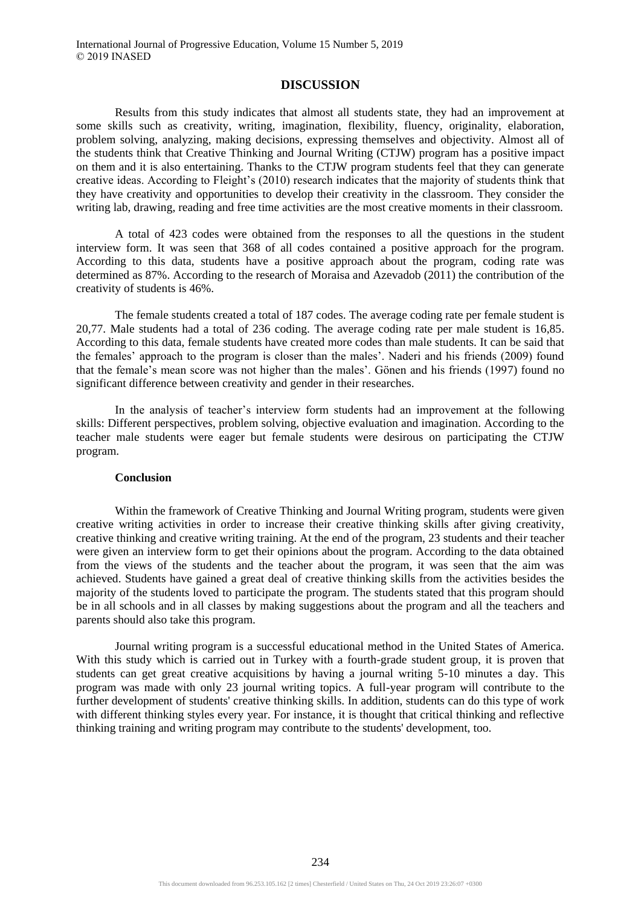## DISCUSSION

Results from this study indicates that almost all students state, they had an improvement at some skills such as creativity, writing, imagination, flexibility, fluency, originality, elaboration, problem solving, analyzing, making decisions, expressing themselves and objectivity. Almost all of the students think that Creative Thinking and Journal Writing (CTJW) program has a positive impact on them and it is also entertaining. Thanks to the CTJW program students feel that they can generate creative ideas. According to Fleight's (2010) research indicates that the majority of students think that they have creativity and opportunities to develop their creativity in the classroom. They consider the writing lab, drawing, reading and free time activities are the most creative moments in their classroom.

A total of 423 codes were obtained from the responses to all the questions in the student interview form. It was seen that 368 of all codes contained a positive approach for the program. According to this data, students have a positive approach about the program, coding rate was determined as 87%. According to the research of Moraisa and Azevadob (2011) the contribution of the creativity of students is 46%.

The female students created a total of 187 codes. The average coding rate per female student is 20,77. Male students had a total of 236 coding. The average coding rate per male student is 16,85. According to this data, female students have created more codes than male students. It can be said that the females' approach to the program is closer than the males'. Naderi and his friends (2009) found that the female's mean score was not higher than the males'. Gönen and his friends (1997) found no significant difference between creativity and gender in their researches.

In the analysis of teacher's interview form students had an improvement at the following skills: Different perspectives, problem solving, objective evaluation and imagination. According to the teacher male students were eager but female students were desirous on participating the CTJW program.

### Conclusion

Within the framework of Creative Thinking and Journal Writing program, students were given creative writing activities in order to increase their creative thinking skills after giving creativity, creative thinking and creative writing training. At the end of the program, 23 students and their teacher were given an interview form to get their opinions about the program. According to the data obtained from the views of the students and the teacher about the program, it was seen that the aim was achieved. Students have gained a great deal of creative thinking skills from the activities besides the majority of the students loved to participate the program. The students stated that this program should be in all schools and in all classes by making suggestions about the program and all the teachers and parents should also take this program.

Journal writing program is a successful educational method in the United States of America. With this study which is carried out in Turkey with a fourth-grade student group, it is proven that students can get great creative acquisitions by having a journal writing 5-10 minutes a day. This program was made with only 23 journal writing topics. A full-year program will contribute to the further development of students' creative thinking skills. In addition, students can do this type of work with different thinking styles every year. For instance, it is thought that critical thinking and reflective thinking training and writing program may contribute to the students' development, too.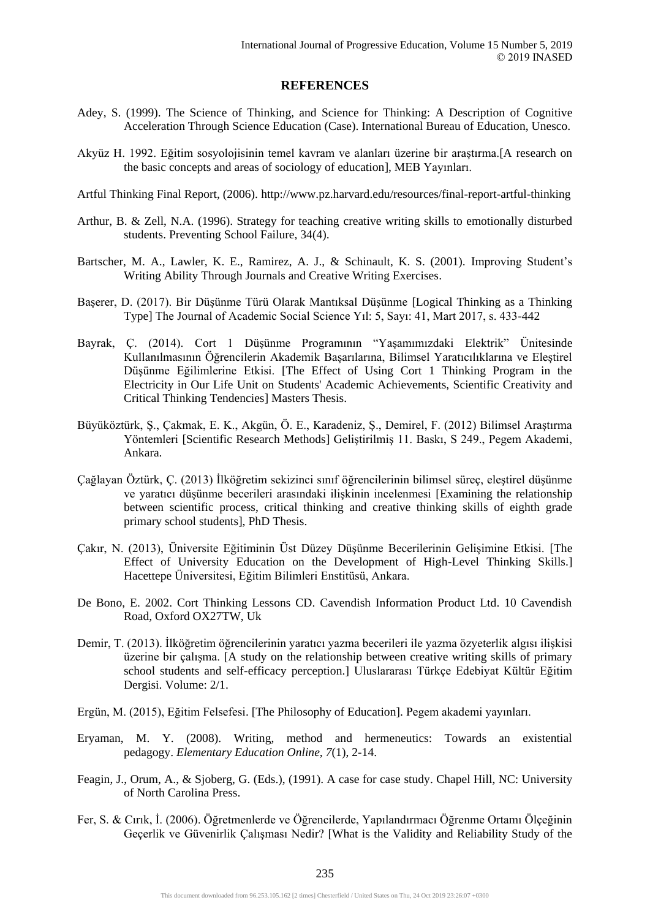## REFERENCES

Adey, S. (1999). The Science of Thinking, and Science for Thinking: A Description of Cognitive Acceleration Through Science Education (Case). International Bureau of Education, Unesco.

Akyüz H. 1992. Eğitim sosyolojisinin temel kavram ve alanları üzerine bir araştırma.[A research on the basic concepts and areas of sociology of education], MEB Yayınları.

Artful Thinking Final Report, (2006). http://www.pz.harvard.edu/resources/final-report-artful-thinking

Arthur, B. & Zell, N.A. (1996). Strategy for teaching creative writing skills to emotionally disturbed students. Preventing School Failure, 34(4).

Bartscher, M. A., Lawler, K. E., Ramirez, A. J., & Schinault, K. S. (2001). Improving Student's Writing Ability Through Journals and Creative Writing Exercises.

Başerer, D. (2017). Bir Düşünme Türü Olarak Mantıksal Düşünme [Logical Thinking as a Thinking Type] The Journal of Academic Social Science Yıl: 5, Sayı: 41, Mart 2017, s. 433-442

Bayrak, Ç. (2014). Cort 1 Düşünme Programının "Yaşamımızdaki Elektrik" Ünitesinde Kullanılmasının Öğrencilerin Akademik Başarılarına, Bilimsel Yaratıcılıklarına ve Eleştirel Düşünme Eğilimlerine Etkisi. [The Effect of Using Cort 1 Thinking Program in the Electricity in Our Life Unit on Students' Academic Achievements, Scientific Creativity and Critical Thinking Tendencies] Masters Thesis.

Büyüköztürk, Ş., Çakmak, E. K., Akgün, Ö. E., Karadeniz, Ş., Demirel, F. (2012) Bilimsel Araştırma Yöntemleri [Scientific Research Methods] Geliştirilmiş 11. Baskı, S 249., Pegem Akademi, Ankara.

Çağlayan Öztürk, Ç. (2013) İlköğretim sekizinci sınıf öğrencilerinin bilimsel süreç, eleştirel düşünme ve yaratıcı düşünme becerileri arasındaki ilişkinin incelenmesi [Examining the relationship between scientific process, critical thinking and creative thinking skills of eighth grade primary school students], PhD Thesis.

Çakır, N. (2013), Üniversite Eğitiminin Üst Düzey Düşünme Becerilerinin Gelişimine Etkisi. [The Effect of University Education on the Development of High-Level Thinking Skills.] Hacettepe Üniversitesi, Eğitim Bilimleri Enstitüsü, Ankara.

De Bono, E. 2002. Cort Thinking Lessons CD. Cavendish Information Product Ltd. 10 Cavendish Road, Oxford OX27TW, Uk

Demir, T. (2013). İlköğretim öğrencilerinin yaratıcı yazma becerileri ile yazma özyeterlik algısı ilişkisi üzerine bir çalışma. [A study on the relationship between creative writing skills of primary school students and self-efficacy perception.] Uluslararası Türkçe Edebiyat Kültür Eğitim Dergisi. Volume: 2/1.

Ergün, M. (2015), Eğitim Felsefesi. [The Philosophy of Education]. Pegem akademi yayınları.

Eryaman, M. Y. (2008). Writing, method and hermeneutics: Towards an existential pedagogy. *Elementary Education Online, 7*(1), 2-14.

Feagin, J., Orum, A., & Sjoberg, G. (Eds.), (1991). A case for case study. Chapel Hill, NC: University of North Carolina Press.

Fer, S. & Cırık, İ. (2006). Öğretmenlerde ve Öğrencilerde, Yapılandırmacı Öğrenme Ortamı Ölçeğinin Geçerlik ve Güvenirlik Çalışması Nedir? [What is the Validity and Reliability Study of the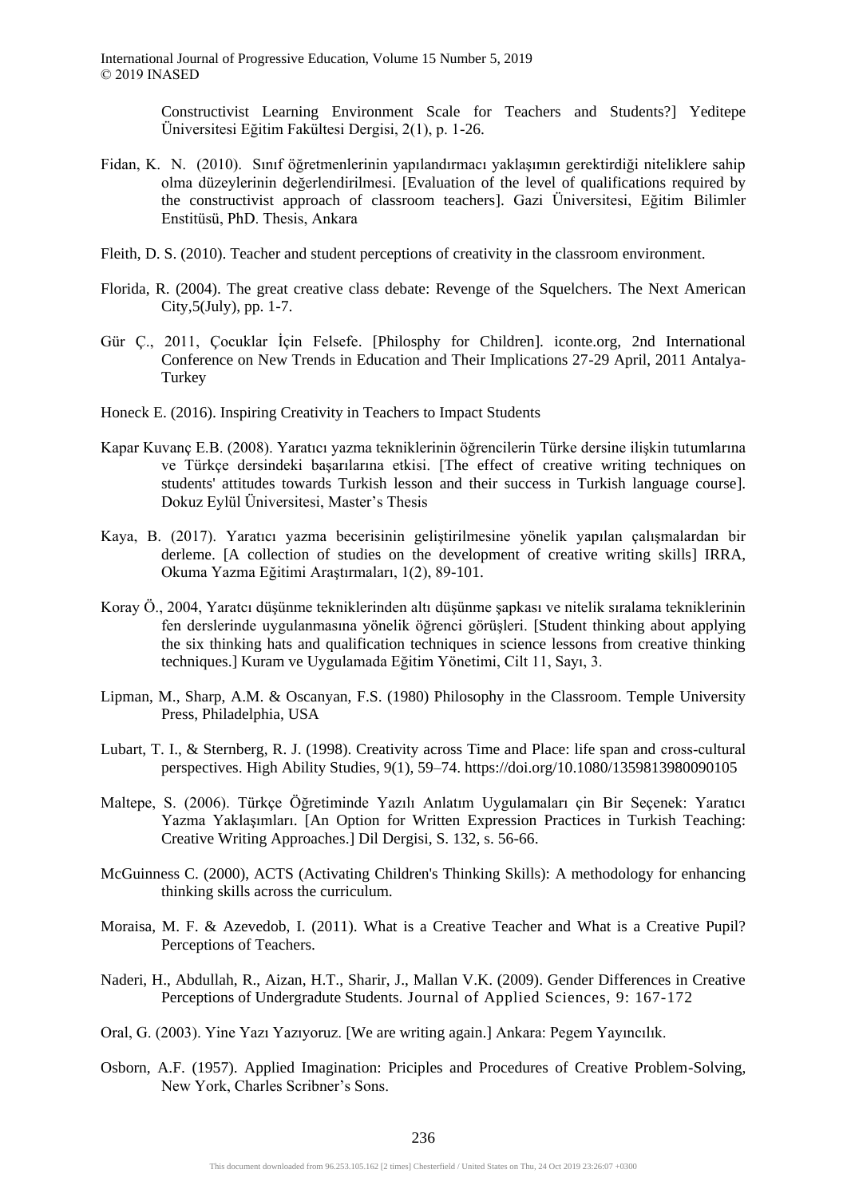Constructivist Learning Environment Scale for Teachers and Students?] Yeditepe Üniversitesi Eğitim Fakültesi Dergisi, 2(1), p. 1-26.

Fidan, K. N. (2010). Sınıf öğretmenlerinin yapılandırmacı yaklaşımın gerektirdiği niteliklere sahip olma düzeylerinin değerlendirilmesi. [Evaluation of the level of qualifications required by the constructivist approach of classroom teachers]. Gazi Üniversitesi, Eğitim Bilimler Enstitüsü, PhD. Thesis, Ankara

Fleith, D. S. (2010). Teacher and student perceptions of creativity in the classroom environment.

Florida, R. (2004). The great creative class debate: Revenge of the Squelchers. The Next American City,5(July), pp. 1-7.

Gür Ç., 2011, Çocuklar İçin Felsefe. [Philosphy for Children]. iconte.org, 2nd International Conference on New Trends in Education and Their Implications 27-29 April, 2011 Antalya-Turkey

Honeck E. (2016). Inspiring Creativity in Teachers to Impact Students

Kapar Kuvanç E.B. (2008). Yaratıcı yazma tekniklerinin öğrencilerin Türke dersine ilişkin tutumlarına ve Türkçe dersindeki başarılarına etkisi. [The effect of creative writing techniques on students' attitudes towards Turkish lesson and their success in Turkish language course]. Dokuz Eylül Üniversitesi, Master's Thesis

Kaya, B. (2017). Yaratıcı yazma becerisinin geliştirilmesine yönelik yapılan çalışmalardan bir derleme. [A collection of studies on the development of creative writing skills] IRRA, Okuma Yazma Eğitimi Araştırmaları, 1(2), 89-101.

Koray Ö., 2004, Yaratcı düşünme tekniklerinden altı düşünme şapkası ve nitelik sıralama tekniklerinin fen derslerinde uygulanmasına yönelik öğrenci görüşleri. [Student thinking about applying the six thinking hats and qualification techniques in science lessons from creative thinking techniques.] Kuram ve Uygulamada Eğitim Yönetimi, Cilt 11, Sayı, 3.

Lipman, M., Sharp, A.M. & Oscanyan, F.S. (1980) Philosophy in the Classroom. Temple University Press, Philadelphia, USA

Lubart, T. I., & Sternberg, R. J. (1998). Creativity across Time and Place: life span and cross-cultural perspectives. High Ability Studies, 9(1), 59–74. https://doi.org/10.1080/1359813980090105

Maltepe, S. (2006). Türkçe Öğretiminde Yazılı Anlatım Uygulamaları çin Bir Seçenek: Yaratıcı Yazma Yaklaşımları. [An Option for Written Expression Practices in Turkish Teaching: Creative Writing Approaches.] Dil Dergisi, S. 132, s. 56-66.

McGuinness C. (2000), ACTS (Activating Children's Thinking Skills): A methodology for enhancing thinking skills across the curriculum.

Moraisa, M. F. & Azevedob, I. (2011). What is a Creative Teacher and What is a Creative Pupil? Perceptions of Teachers.

Naderi, H., Abdullah, R., Aizan, H.T., Sharir, J., Mallan V.K. (2009). Gender Differences in Creative Perceptions of Undergradute Students. Journal of Applied Sciences, 9: 167-172

Oral, G. (2003). Yine Yazı Yazıyoruz. [We are writing again.] Ankara: Pegem Yayıncılık.

Osborn, A.F. (1957). Applied Imagination: Priciples and Procedures of Creative Problem-Solving, New York, Charles Scribner's Sons.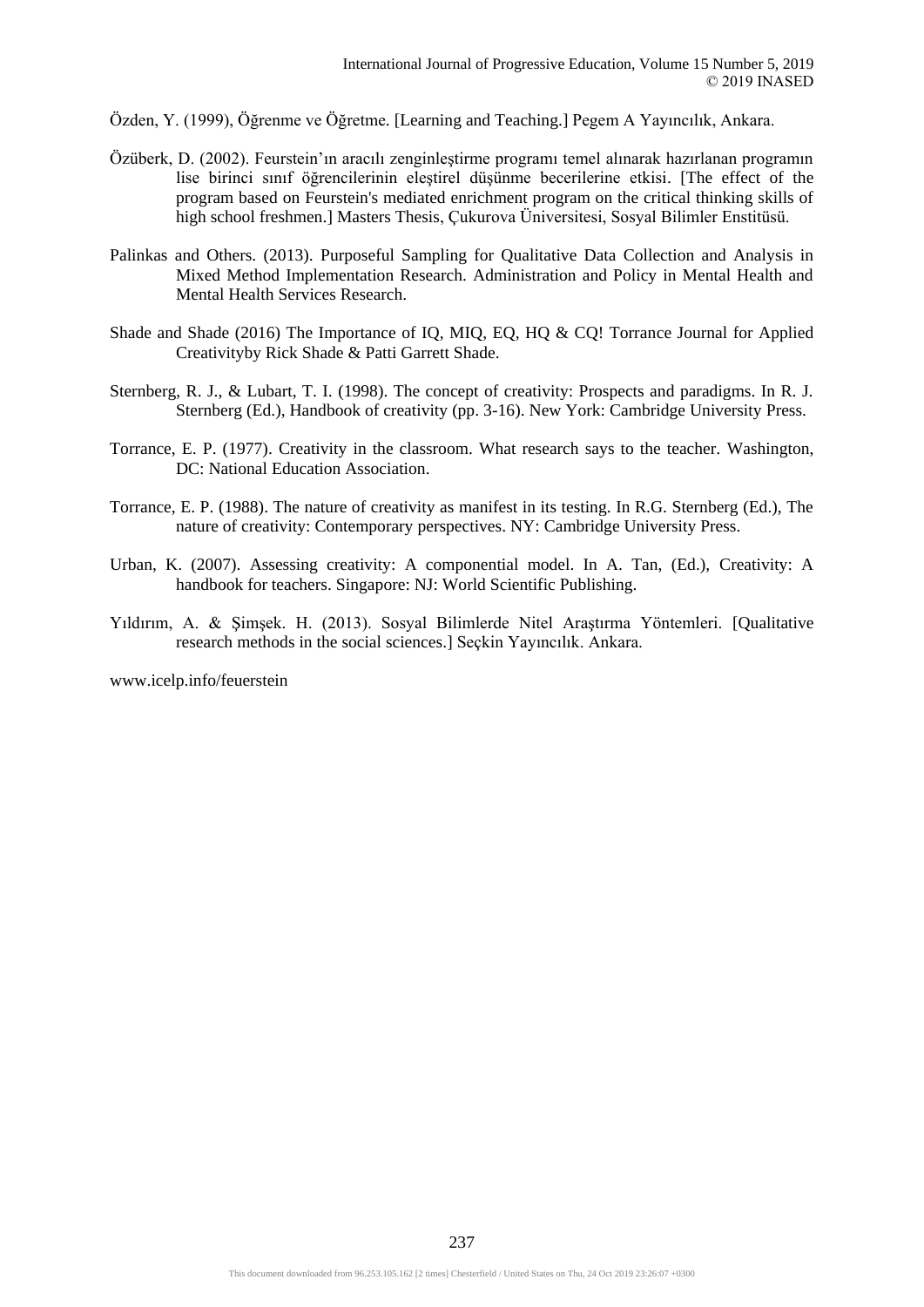Özden, Y. (1999), Öğrenme ve Öğretme. [Learning and Teaching.] Pegem A Yayıncılık, Ankara.

Özüberk, D. (2002). Feurstein'ın aracılı zenginleştirme programı temel alınarak hazırlanan programın lise birinci sınıf öğrencilerinin eleştirel düşünme becerilerine etkisi. [The effect of the program based on Feurstein's mediated enrichment program on the critical thinking skills of high school freshmen.] Masters Thesis, Çukurova Üniversitesi, Sosyal Bilimler Enstitüsü.

Palinkas and Others. (2013). Purposeful Sampling for Qualitative Data Collection and Analysis in Mixed Method Implementation Research. Administration and Policy in Mental Health and Mental Health Services Research.

Shade and Shade (2016) The Importance of IQ, MIQ, EQ, HQ & CQ! Torrance Journal for Applied Creativityby Rick Shade & Patti Garrett Shade.

Sternberg, R. J., & Lubart, T. I. (1998). The concept of creativity: Prospects and paradigms. In R. J. Sternberg (Ed.), Handbook of creativity (pp. 3-16). New York: Cambridge University Press.

Torrance, E. P. (1977). Creativity in the classroom. What research says to the teacher. Washington, DC: National Education Association.

Torrance, E. P. (1988). The nature of creativity as manifest in its testing. In R.G. Sternberg (Ed.), The nature of creativity: Contemporary perspectives. NY: Cambridge University Press.

Urban, K. (2007). Assessing creativity: A componential model. In A. Tan, (Ed.), Creativity: A handbook for teachers. Singapore: NJ: World Scientific Publishing.

Yıldırım, A. & Şimşek. H. (2013). Sosyal Bilimlerde Nitel Araştırma Yöntemleri. [Qualitative research methods in the social sciences.] Seçkin Yayıncılık. Ankara.

www.icelp.info/feuerstein